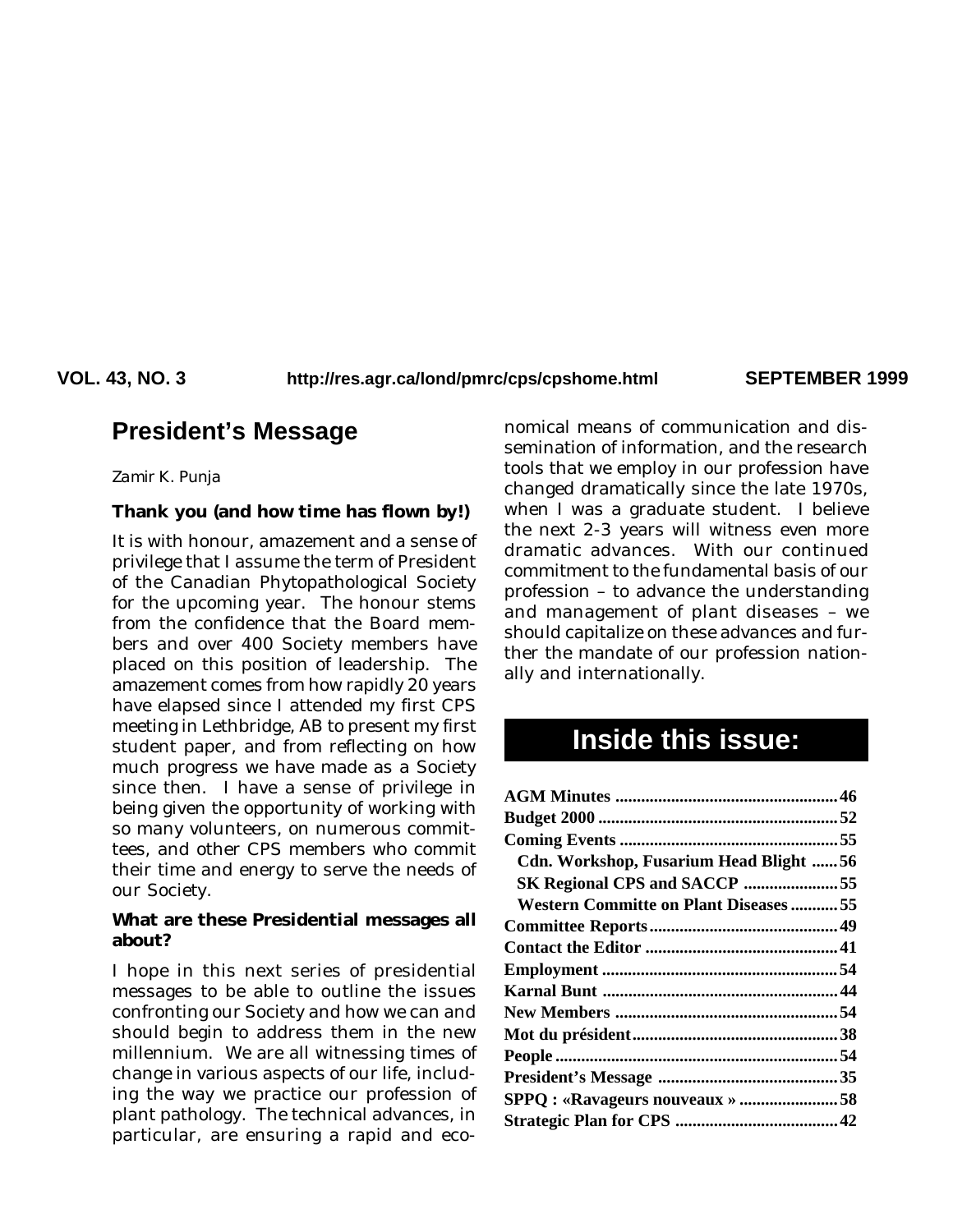VOL. 43, NO. 3 http://res.agr.ca/lond/pmrc/cps/cpshome.html SEPTEMBER 1999

## President's Message

Zamir K. Punja

### Thank you (and how time has flown by!)

It is with honour, amazement and a sense of privilege that I assume the term of President of the Canadian Phytopathological Society for the upcoming year. The honour stems from the confidence that the Board members and over 400 Society members have placed on this position of leadership. The amazement comes from how rapidly 20 years have elapsed since I attended my first CPS meeting in Lethbridge, AB to present my first student paper, and from reflecting on how much progress we have made as a Society since then. I have a sense of privilege in being given the opportunity of working with so many volunteers, on numerous committees, and other CPS members who commit their time and energy to serve the needs of our Society.

### What are these Presidential messages all about?

I hope in this next series of presidential messages to be able to outline the issues confronting our Society and how we can and should begin to address them in the new millennium. We are all witnessing times of change in various aspects of our life, including the way we practice our profession of plant pathology. The technical advances, in particular, are ensuring a rapid and economical means of communication and dissemination of information, and the research tools that we employ in our profession have changed dramatically since the late 1970s, when I was a graduate student. I believe the next 2-3 years will witness even more dramatic advances. With our continued commitment to the fundamental basis of our profession – to advance the understanding and management of plant diseases – we should capitalize on these advances and further the mandate of our profession nationally and internationally.

## Inside this issue:

| | |
|---|---|
| **AGM Minutes** | **46** |
| **Budget 2000** | **52** |
| **Coming Events** | **55** |
| **Cdn. Workshop, Fusarium Head Blight** | **56** |
| **SK Regional CPS and SACCP** | **55** |
| **Western Committe on Plant Diseases** | **55** |
| **Committee Reports** | **49** |
| **Contact the Editor** | **41** |
| **Employment** | **54** |
| **Karnal Bunt** | **44** |
| **New Members** | **54** |
| **Mot du président** | **38** |
| **People** | **54** |
| **President's Message** | **35** |
| **SPPQ : «Ravageurs nouveaux »** | **58** |
| **Strategic Plan for CPS** | **42** |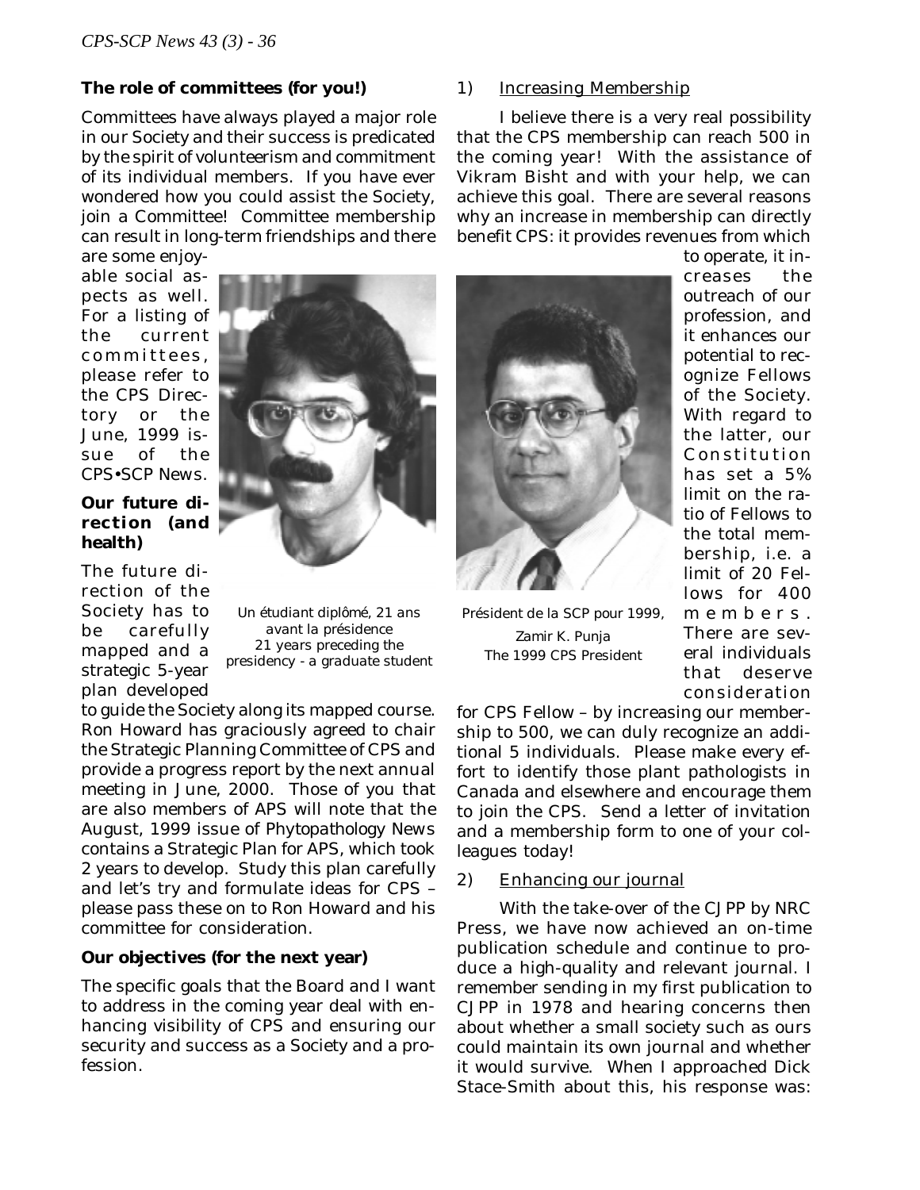**The role of committees (for you!)**

Committees have always played a major role in our Society and their success is predicated by the spirit of volunteerism and commitment of its individual members. If you have ever wondered how you could assist the Society, join a Committee! Committee membership can result in long-term friendships and there are some enjoyable social aspects as well. For a listing of the current committees, please refer to the CPS Directory or the June, 1999 issue of the CPS•SCP News.

Un étudiant diplômé, 21 ans avant la présidence
21 years preceding the presidency - a graduate student

**Our future direction (and health)**

The future direction of the Society has to be carefully mapped and a strategic 5-year plan developed to guide the Society along its mapped course. Ron Howard has graciously agreed to chair the Strategic Planning Committee of CPS and provide a progress report by the next annual meeting in June, 2000. Those of you that are also members of APS will note that the August, 1999 issue of Phytopathology News contains a Strategic Plan for APS, which took 2 years to develop. Study this plan carefully and let's try and formulate ideas for CPS – please pass these on to Ron Howard and his committee for consideration.

**Our objectives (for the next year)**

The specific goals that the Board and I want to address in the coming year deal with enhancing visibility of CPS and ensuring our security and success as a Society and a profession.

1) Increasing Membership

I believe there is a very real possibility that the CPS membership can reach 500 in the coming year! With the assistance of Vikram Bisht and with your help, we can achieve this goal. There are several reasons why an increase in membership can directly benefit CPS: it provides revenues from which to operate, it increases the outreach of our profession, and it enhances our potential to recognize Fellows of the Society. With regard to the latter, our Constitution has set a 5% limit on the ratio of Fellows to the total membership, i.e. a limit of 20 Fellows for 400 members. There are several individuals that deserve consideration for CPS Fellow – by increasing our membership to 500, we can duly recognize an additional 5 individuals. Please make every effort to identify those plant pathologists in Canada and elsewhere and encourage them to join the CPS. Send a letter of invitation and a membership form to one of your colleagues today!

Président de la SCP pour 1999,
Zamir K. Punja
The 1999 CPS President

2) Enhancing our journal

With the take-over of the CJPP by NRC Press, we have now achieved an on-time publication schedule and continue to produce a high-quality and relevant journal. I remember sending in my first publication to CJPP in 1978 and hearing concerns then about whether a small society such as ours could maintain its own journal and whether it would survive. When I approached Dick Stace-Smith about this, his response was: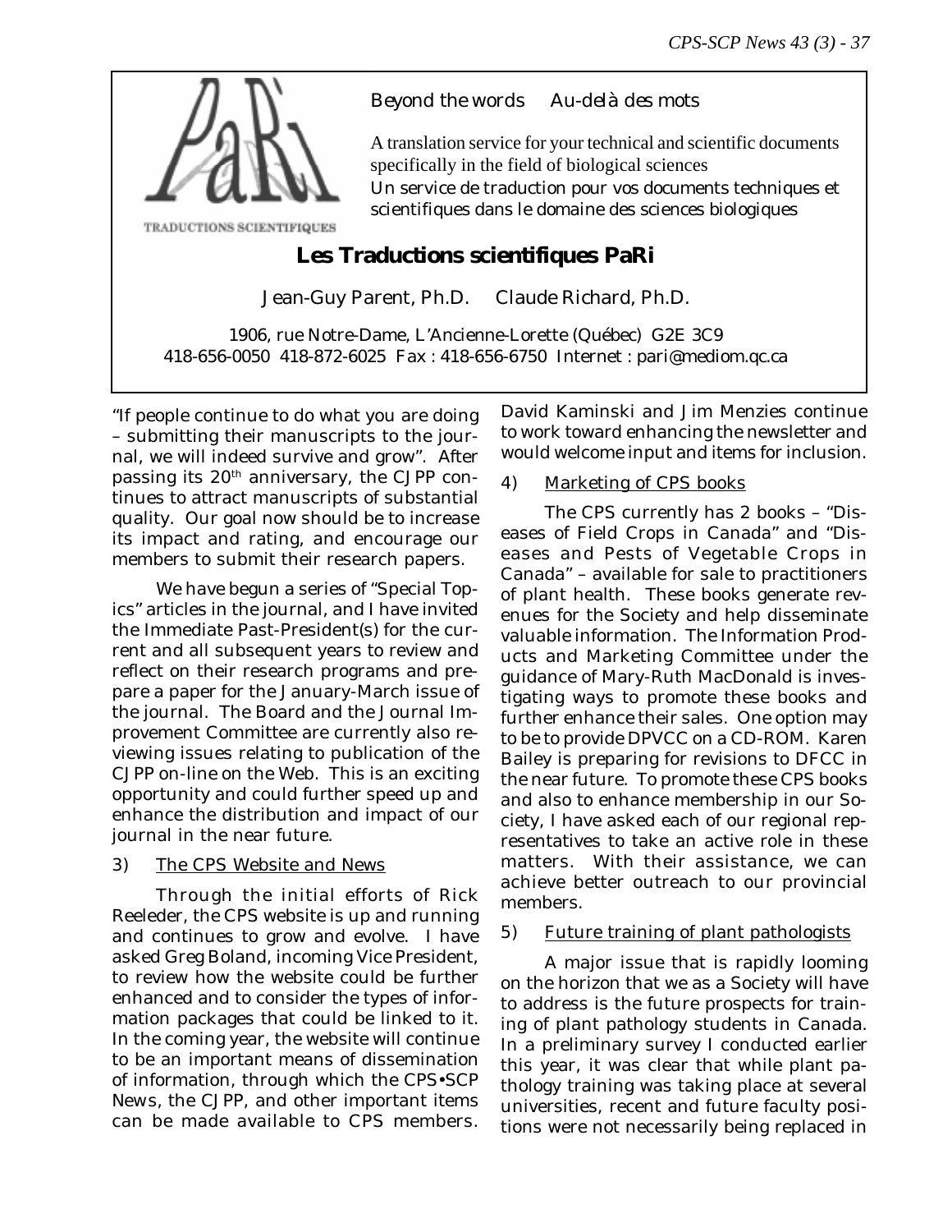Beyond the words   Au-delà des mots

A translation service for your technical and scientific documents specifically in the field of biological sciences
Un service de traduction pour vos documents techniques et scientifiques dans le domaine des sciences biologiques

TRADUCTIONS SCIENTIFIQUES

**Les Traductions scientifiques PaRi**

Jean-Guy Parent, Ph.D.   Claude Richard, Ph.D.

1906, rue Notre-Dame, L'Ancienne-Lorette (Québec) G2E 3C9
418-656-0050 418-872-6025 Fax : 418-656-6750 Internet : pari@mediom.qc.ca

"If people continue to do what you are doing – submitting their manuscripts to the journal, we will indeed survive and grow". After passing its 20th anniversary, the CJPP continues to attract manuscripts of substantial quality. Our goal now should be to increase its impact and rating, and encourage our members to submit their research papers.

We have begun a series of "Special Topics" articles in the journal, and I have invited the Immediate Past-President(s) for the current and all subsequent years to review and reflect on their research programs and prepare a paper for the January-March issue of the journal. The Board and the Journal Improvement Committee are currently also reviewing issues relating to publication of the CJPP on-line on the Web. This is an exciting opportunity and could further speed up and enhance the distribution and impact of our journal in the near future.

3) <u>The CPS Website and News</u>

Through the initial efforts of Rick Reeleder, the CPS website is up and running and continues to grow and evolve. I have asked Greg Boland, incoming Vice President, to review how the website could be further enhanced and to consider the types of information packages that could be linked to it. In the coming year, the website will continue to be an important means of dissemination of information, through which the CPS•SCP News, the CJPP, and other important items can be made available to CPS members. David Kaminski and Jim Menzies continue to work toward enhancing the newsletter and would welcome input and items for inclusion.

4) <u>Marketing of CPS books</u>

The CPS currently has 2 books – "Diseases of Field Crops in Canada" and "Diseases and Pests of Vegetable Crops in Canada" – available for sale to practitioners of plant health. These books generate revenues for the Society and help disseminate valuable information. The Information Products and Marketing Committee under the guidance of Mary-Ruth MacDonald is investigating ways to promote these books and further enhance their sales. One option may to be to provide DPVCC on a CD-ROM. Karen Bailey is preparing for revisions to DFCC in the near future. To promote these CPS books and also to enhance membership in our Society, I have asked each of our regional representatives to take an active role in these matters. With their assistance, we can achieve better outreach to our provincial members.

5) <u>Future training of plant pathologists</u>

A major issue that is rapidly looming on the horizon that we as a Society will have to address is the future prospects for training of plant pathology students in Canada. In a preliminary survey I conducted earlier this year, it was clear that while plant pathology training was taking place at several universities, recent and future faculty positions were not necessarily being replaced in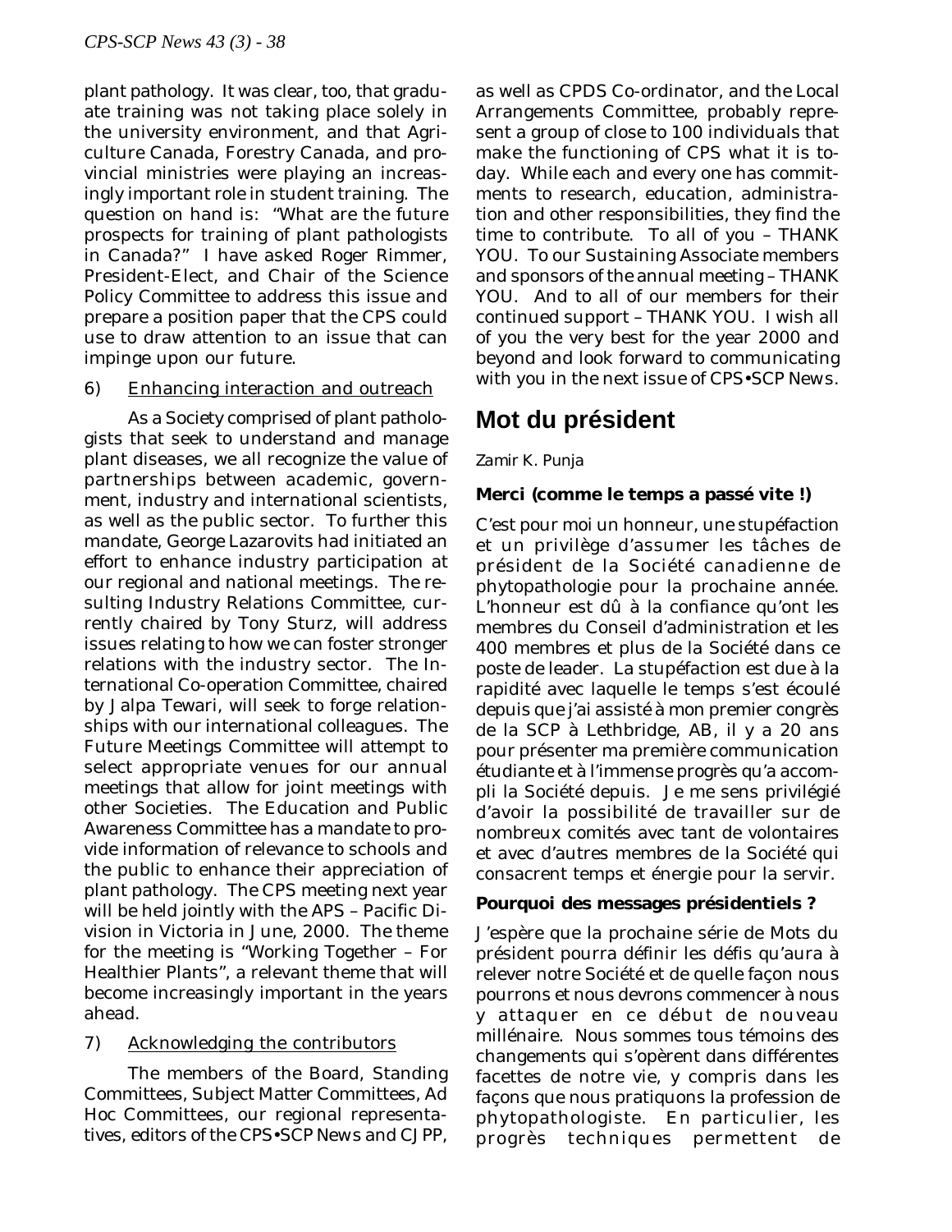plant pathology. It was clear, too, that graduate training was not taking place solely in the university environment, and that Agriculture Canada, Forestry Canada, and provincial ministries were playing an increasingly important role in student training. The question on hand is: "What are the future prospects for training of plant pathologists in Canada?" I have asked Roger Rimmer, President-Elect, and Chair of the Science Policy Committee to address this issue and prepare a position paper that the CPS could use to draw attention to an issue that can impinge upon our future.

6) Enhancing interaction and outreach

As a Society comprised of plant pathologists that seek to understand and manage plant diseases, we all recognize the value of partnerships between academic, government, industry and international scientists, as well as the public sector. To further this mandate, George Lazarovits had initiated an effort to enhance industry participation at our regional and national meetings. The resulting Industry Relations Committee, currently chaired by Tony Sturz, will address issues relating to how we can foster stronger relations with the industry sector. The International Co-operation Committee, chaired by Jalpa Tewari, will seek to forge relationships with our international colleagues. The Future Meetings Committee will attempt to select appropriate venues for our annual meetings that allow for joint meetings with other Societies. The Education and Public Awareness Committee has a mandate to provide information of relevance to schools and the public to enhance their appreciation of plant pathology. The CPS meeting next year will be held jointly with the APS – Pacific Division in Victoria in June, 2000. The theme for the meeting is "Working Together – For Healthier Plants", a relevant theme that will become increasingly important in the years ahead.

7) Acknowledging the contributors

The members of the Board, Standing Committees, Subject Matter Committees, Ad Hoc Committees, our regional representatives, editors of the *CPS•SCP News* and *CJPP*, as well as CPDS Co-ordinator, and the Local Arrangements Committee, probably represent a group of close to 100 individuals that make the functioning of CPS what it is today. While each and every one has commitments to research, education, administration and other responsibilities, they find the time to contribute. To all of you – THANK YOU. To our Sustaining Associate members and sponsors of the annual meeting – THANK YOU. And to all of our members for their continued support – THANK YOU. I wish all of you the very best for the year 2000 and beyond and look forward to communicating with you in the next issue of *CPS•SCP News*.

# Mot du président

Zamir K. Punja

**Merci (comme le temps a passé vite !)**

C'est pour moi un honneur, une stupéfaction et un privilège d'assumer les tâches de président de la Société canadienne de phytopathologie pour la prochaine année. L'honneur est dû à la confiance qu'ont les membres du Conseil d'administration et les 400 membres et plus de la Société dans ce poste de leader. La stupéfaction est due à la rapidité avec laquelle le temps s'est écoulé depuis que j'ai assisté à mon premier congrès de la SCP à Lethbridge, AB, il y a 20 ans pour présenter ma première communication étudiante et à l'immense progrès qu'a accompli la Société depuis. Je me sens privilégié d'avoir la possibilité de travailler sur de nombreux comités avec tant de volontaires et avec d'autres membres de la Société qui consacrent temps et énergie pour la servir.

**Pourquoi des messages présidentiels ?**

J'espère que la prochaine série de Mots du président pourra définir les défis qu'aura à relever notre Société et de quelle façon nous pourrons et nous devrons commencer à nous y attaquer en ce début de nouveau millénaire. Nous sommes tous témoins des changements qui s'opèrent dans différentes facettes de notre vie, y compris dans les façons que nous pratiquons la profession de phytopathologiste. En particulier, les progrès techniques permettent de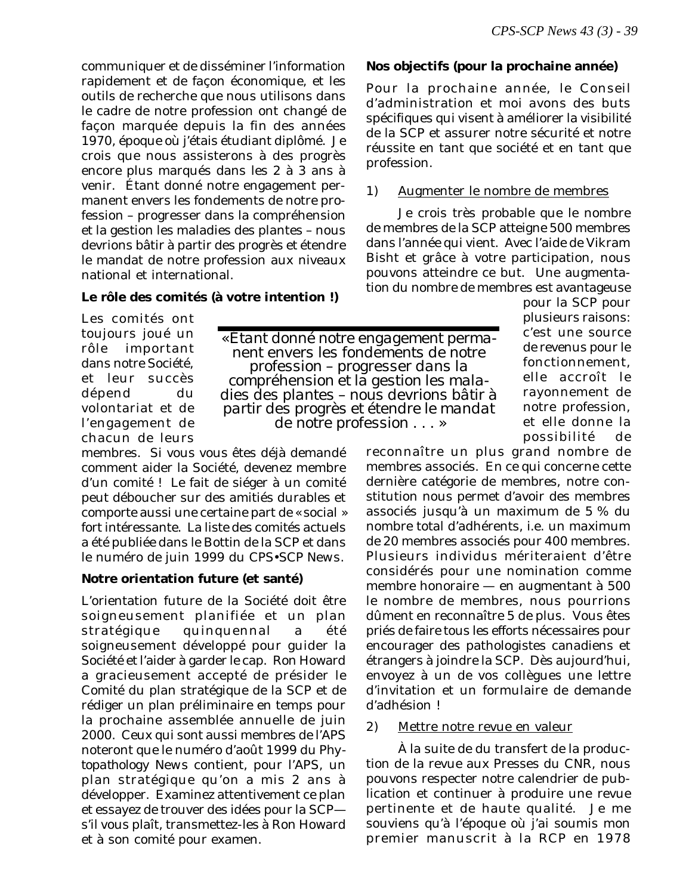communiquer et de disséminer l'information rapidement et de façon économique, et les outils de recherche que nous utilisons dans le cadre de notre profession ont changé de façon marquée depuis la fin des années 1970, époque où j'étais étudiant diplômé. Je crois que nous assisterons à des progrès encore plus marqués dans les 2 à 3 ans à venir. Étant donné notre engagement permanent envers les fondements de notre profession – progresser dans la compréhension et la gestion les maladies des plantes – nous devrions bâtir à partir des progrès et étendre le mandat de notre profession aux niveaux national et international.

**Le rôle des comités (à votre intention !)**

Les comités ont toujours joué un rôle important dans notre Société, et leur succès dépend du volontariat et de l'engagement de chacun de leurs membres. Si vous vous êtes déjà demandé comment aider la Société, devenez membre d'un comité ! Le fait de siéger à un comité peut déboucher sur des amitiés durables et comporte aussi une certaine part de « social » fort intéressante. La liste des comités actuels a été publiée dans le Bottin de la SCP et dans le numéro de juin 1999 du CPS•SCP News.

> «Étant donné notre engagement permanent envers les fondements de notre profession – progresser dans la compréhension et la gestion les maladies des plantes – nous devrions bâtir à partir des progrès et étendre le mandat de notre profession . . . »

**Notre orientation future (et santé)**

L'orientation future de la Société doit être soigneusement planifiée et un plan stratégique quinquennal a été soigneusement développé pour guider la Société et l'aider à garder le cap. Ron Howard a gracieusement accepté de présider le Comité du plan stratégique de la SCP et de rédiger un plan préliminaire en temps pour la prochaine assemblée annuelle de juin 2000. Ceux qui sont aussi membres de l'APS noteront que le numéro d'août 1999 du Phytopathology News contient, pour l'APS, un plan stratégique qu'on a mis 2 ans à développer. Examinez attentivement ce plan et essayez de trouver des idées pour la SCP—s'il vous plaît, transmettez-les à Ron Howard et à son comité pour examen.

**Nos objectifs (pour la prochaine année)**

Pour la prochaine année, le Conseil d'administration et moi avons des buts spécifiques qui visent à améliorer la visibilité de la SCP et assurer notre sécurité et notre réussite en tant que société et en tant que profession.

1) Augmenter le nombre de membres

Je crois très probable que le nombre de membres de la SCP atteigne 500 membres dans l'année qui vient. Avec l'aide de Vikram Bisht et grâce à votre participation, nous pouvons atteindre ce but. Une augmentation du nombre de membres est avantageuse pour la SCP pour plusieurs raisons: c'est une source de revenus pour le fonctionnement, elle accroît le rayonnement de notre profession, et elle donne la possibilité de reconnaître un plus grand nombre de membres associés. En ce qui concerne cette dernière catégorie de membres, notre constitution nous permet d'avoir des membres associés jusqu'à un maximum de 5 % du nombre total d'adhérents, i.e. un maximum de 20 membres associés pour 400 membres. Plusieurs individus mériteraient d'être considérés pour une nomination comme membre honoraire — en augmentant à 500 le nombre de membres, nous pourrions dûment en reconnaître 5 de plus. Vous êtes priés de faire tous les efforts nécessaires pour encourager des pathologistes canadiens et étrangers à joindre la SCP. Dès aujourd'hui, envoyez à un de vos collègues une lettre d'invitation et un formulaire de demande d'adhésion !

2) Mettre notre revue en valeur

À la suite de du transfert de la production de la revue aux Presses du CNR, nous pouvons respecter notre calendrier de publication et continuer à produire une revue pertinente et de haute qualité. Je me souviens qu'à l'époque où j'ai soumis mon premier manuscrit à la RCP en 1978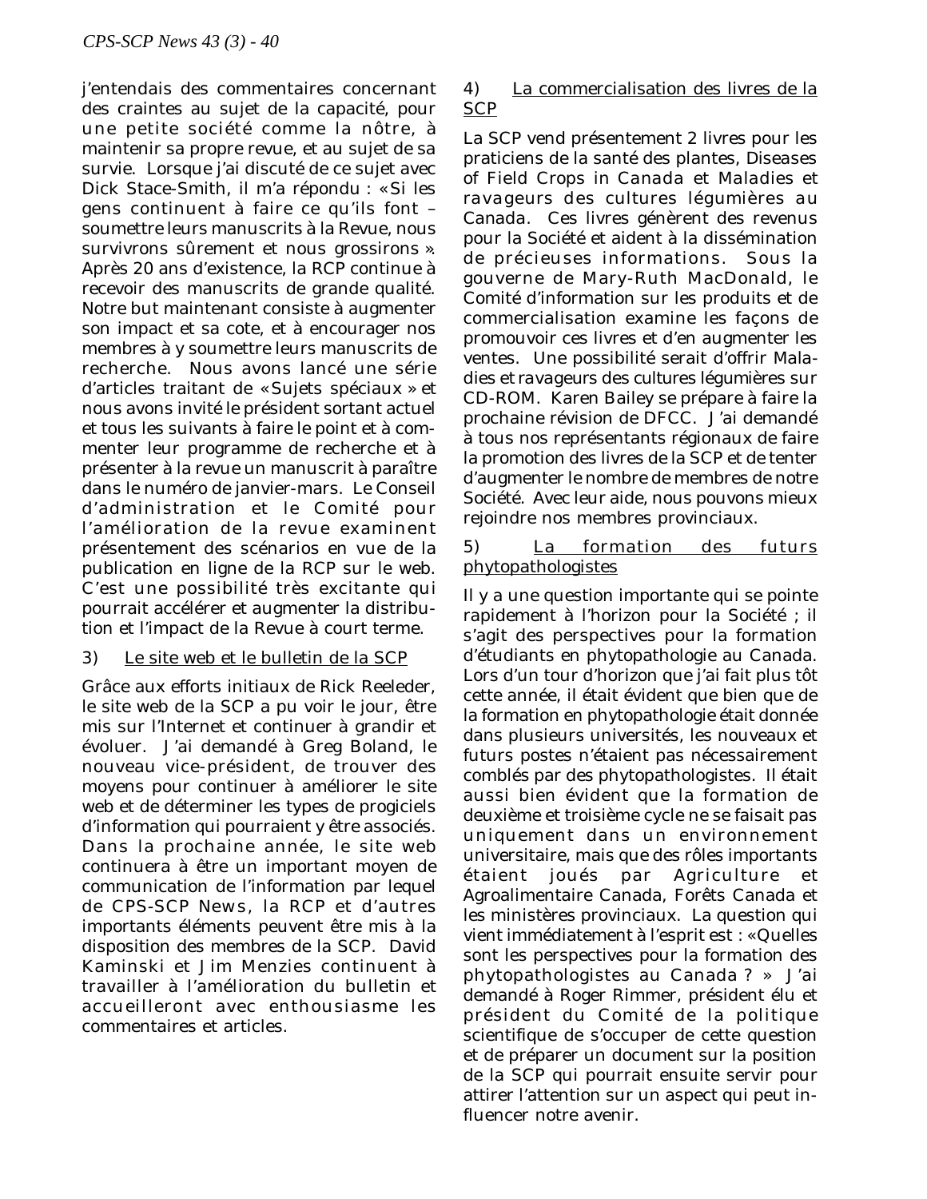j'entendais des commentaires concernant des craintes au sujet de la capacité, pour une petite société comme la nôtre, à maintenir sa propre revue, et au sujet de sa survie. Lorsque j'ai discuté de ce sujet avec Dick Stace-Smith, il m'a répondu : « Si les gens continuent à faire ce qu'ils font – soumettre leurs manuscrits à la Revue, nous survivrons sûrement et nous grossirons ». Après 20 ans d'existence, la RCP continue à recevoir des manuscrits de grande qualité. Notre but maintenant consiste à augmenter son impact et sa cote, et à encourager nos membres à y soumettre leurs manuscrits de recherche. Nous avons lancé une série d'articles traitant de « Sujets spéciaux » et nous avons invité le président sortant actuel et tous les suivants à faire le point et à commenter leur programme de recherche et à présenter à la revue un manuscrit à paraître dans le numéro de janvier-mars. Le Conseil d'administration et le Comité pour l'amélioration de la revue examinent présentement des scénarios en vue de la publication en ligne de la RCP sur le web. C'est une possibilité très excitante qui pourrait accélérer et augmenter la distribution et l'impact de la Revue à court terme.

3) Le site web et le bulletin de la SCP

Grâce aux efforts initiaux de Rick Reeleder, le site web de la SCP a pu voir le jour, être mis sur l'Internet et continuer à grandir et évoluer. J'ai demandé à Greg Boland, le nouveau vice-président, de trouver des moyens pour continuer à améliorer le site web et de déterminer les types de progiciels d'information qui pourraient y être associés. Dans la prochaine année, le site web continuera à être un important moyen de communication de l'information par lequel de CPS-SCP News, la RCP et d'autres importants éléments peuvent être mis à la disposition des membres de la SCP. David Kaminski et Jim Menzies continuent à travailler à l'amélioration du bulletin et accueilleront avec enthousiasme les commentaires et articles.

4) La commercialisation des livres de la SCP

La SCP vend présentement 2 livres pour les praticiens de la santé des plantes, Diseases of Field Crops in Canada et Maladies et ravageurs des cultures légumières au Canada. Ces livres génèrent des revenus pour la Société et aident à la dissémination de précieuses informations. Sous la gouverne de Mary-Ruth MacDonald, le Comité d'information sur les produits et de commercialisation examine les façons de promouvoir ces livres et d'en augmenter les ventes. Une possibilité serait d'offrir Maladies et ravageurs des cultures légumières sur CD-ROM. Karen Bailey se prépare à faire la prochaine révision de DFCC. J'ai demandé à tous nos représentants régionaux de faire la promotion des livres de la SCP et de tenter d'augmenter le nombre de membres de notre Société. Avec leur aide, nous pouvons mieux rejoindre nos membres provinciaux.

5) La formation des futurs phytopathologistes

Il y a une question importante qui se pointe rapidement à l'horizon pour la Société ; il s'agit des perspectives pour la formation d'étudiants en phytopathologie au Canada. Lors d'un tour d'horizon que j'ai fait plus tôt cette année, il était évident que bien que de la formation en phytopathologie était donnée dans plusieurs universités, les nouveaux et futurs postes n'étaient pas nécessairement comblés par des phytopathologistes. Il était aussi bien évident que la formation de deuxième et troisième cycle ne se faisait pas uniquement dans un environnement universitaire, mais que des rôles importants étaient joués par Agriculture et Agroalimentaire Canada, Forêts Canada et les ministères provinciaux. La question qui vient immédiatement à l'esprit est : « Quelles sont les perspectives pour la formation des phytopathologistes au Canada ? » J'ai demandé à Roger Rimmer, président élu et président du Comité de la politique scientifique de s'occuper de cette question et de préparer un document sur la position de la SCP qui pourrait ensuite servir pour attirer l'attention sur un aspect qui peut influencer notre avenir.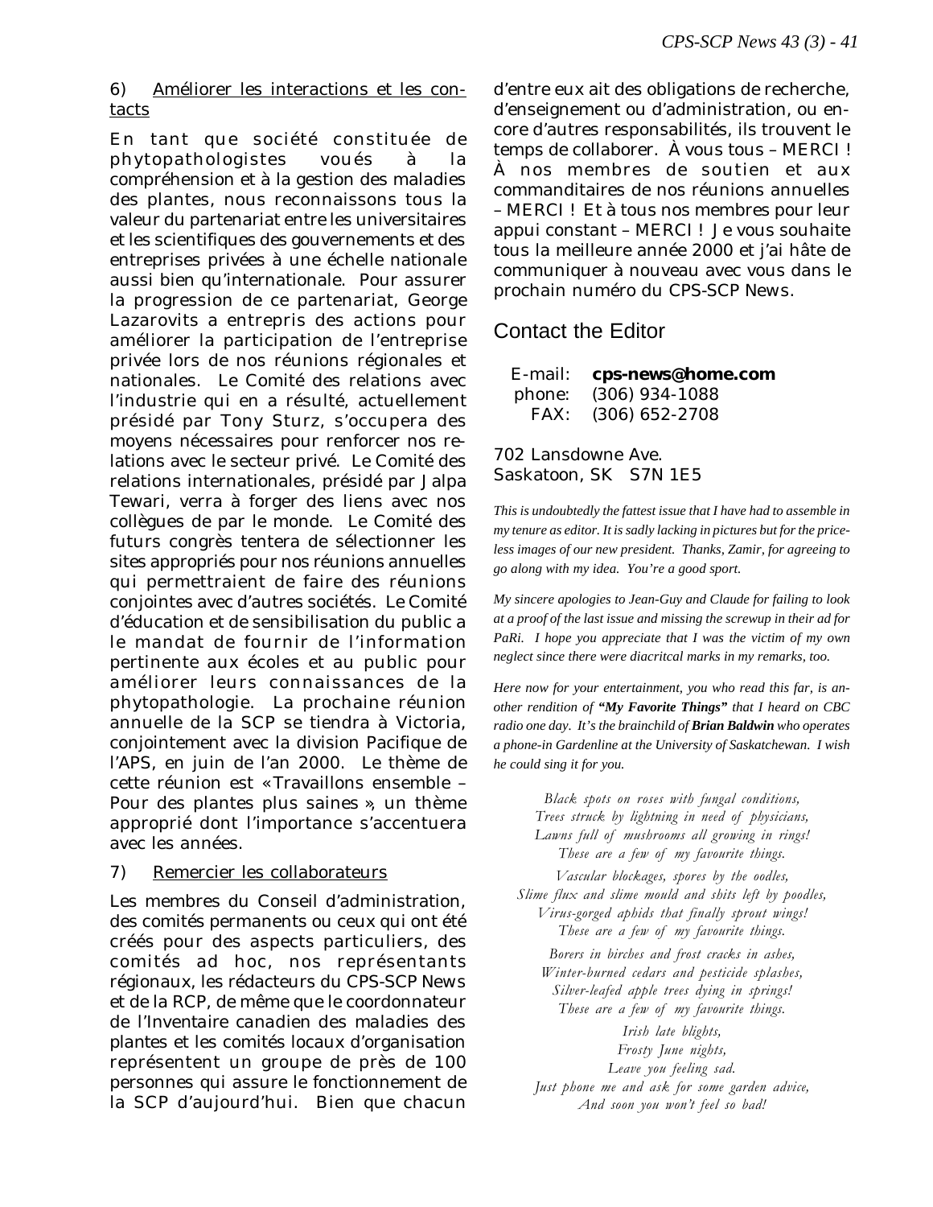6) Améliorer les interactions et les contacts

En tant que société constituée de phytopathologistes voués à la compréhension et à la gestion des maladies des plantes, nous reconnaissons tous la valeur du partenariat entre les universitaires et les scientifiques des gouvernements et des entreprises privées à une échelle nationale aussi bien qu'internationale. Pour assurer la progression de ce partenariat, George Lazarovits a entrepris des actions pour améliorer la participation de l'entreprise privée lors de nos réunions régionales et nationales. Le Comité des relations avec l'industrie qui en a résulté, actuellement présidé par Tony Sturz, s'occupera des moyens nécessaires pour renforcer nos relations avec le secteur privé. Le Comité des relations internationales, présidé par Jalpa Tewari, verra à forger des liens avec nos collègues de par le monde. Le Comité des futurs congrès tentera de sélectionner les sites appropriés pour nos réunions annuelles qui permettraient de faire des réunions conjointes avec d'autres sociétés. Le Comité d'éducation et de sensibilisation du public a le mandat de fournir de l'information pertinente aux écoles et au public pour améliorer leurs connaissances de la phytopathologie. La prochaine réunion annuelle de la SCP se tiendra à Victoria, conjointement avec la division Pacifique de l'APS, en juin de l'an 2000. Le thème de cette réunion est « Travaillons ensemble – Pour des plantes plus saines », un thème approprié dont l'importance s'accentuera avec les années.

7) Remercier les collaborateurs

Les membres du Conseil d'administration, des comités permanents ou ceux qui ont été créés pour des aspects particuliers, des comités ad hoc, nos représentants régionaux, les rédacteurs du CPS-SCP News et de la RCP, de même que le coordonnateur de l'Inventaire canadien des maladies des plantes et les comités locaux d'organisation représentent un groupe de près de 100 personnes qui assure le fonctionnement de la SCP d'aujourd'hui. Bien que chacun d'entre eux ait des obligations de recherche, d'enseignement ou d'administration, ou encore d'autres responsabilités, ils trouvent le temps de collaborer. À vous tous – MERCI ! À nos membres de soutien et aux commanditaires de nos réunions annuelles – MERCI ! Et à tous nos membres pour leur appui constant – MERCI ! Je vous souhaite tous la meilleure année 2000 et j'ai hâte de communiquer à nouveau avec vous dans le prochain numéro du CPS-SCP News.

## Contact the Editor

E-mail: **cps-news@home.com**
phone: (306) 934-1088
FAX: (306) 652-2708

702 Lansdowne Ave.
Saskatoon, SK S7N 1E5

*This is undoubtedly the fattest issue that I have had to assemble in my tenure as editor. It is sadly lacking in pictures but for the priceless images of our new president. Thanks, Zamir, for agreeing to go along with my idea. You're a good sport.*

*My sincere apologies to Jean-Guy and Claude for failing to look at a proof of the last issue and missing the screwup in their ad for PaRi. I hope you appreciate that I was the victim of my own neglect since there were diacritcal marks in my remarks, too.*

*Here now for your entertainment, you who read this far, is another rendition of **"My Favorite Things"** that I heard on CBC radio one day. It's the brainchild of **Brian Baldwin** who operates a phone-in Gardenline at the University of Saskatchewan. I wish he could sing it for you.*

*Black spots on roses with fungal conditions,*
*Trees struck by lightning in need of physicians,*
*Lawns full of mushrooms all growing in rings!*
*These are a few of my favourite things.*

*Vascular blockages, spores by the oodles,*
*Slime flux and slime mould and shits left by poodles,*
*Virus-gorged aphids that finally sprout wings!*
*These are a few of my favourite things.*

*Borers in birches and frost cracks in ashes,*
*Winter-burned cedars and pesticide splashes,*
*Silver-leafed apple trees dying in springs!*
*These are a few of my favourite things.*

*Irish late blights,*
*Frosty June nights,*
*Leave you feeling sad.*
*Just phone me and ask for some garden advice,*
*And soon you won't feel so bad!*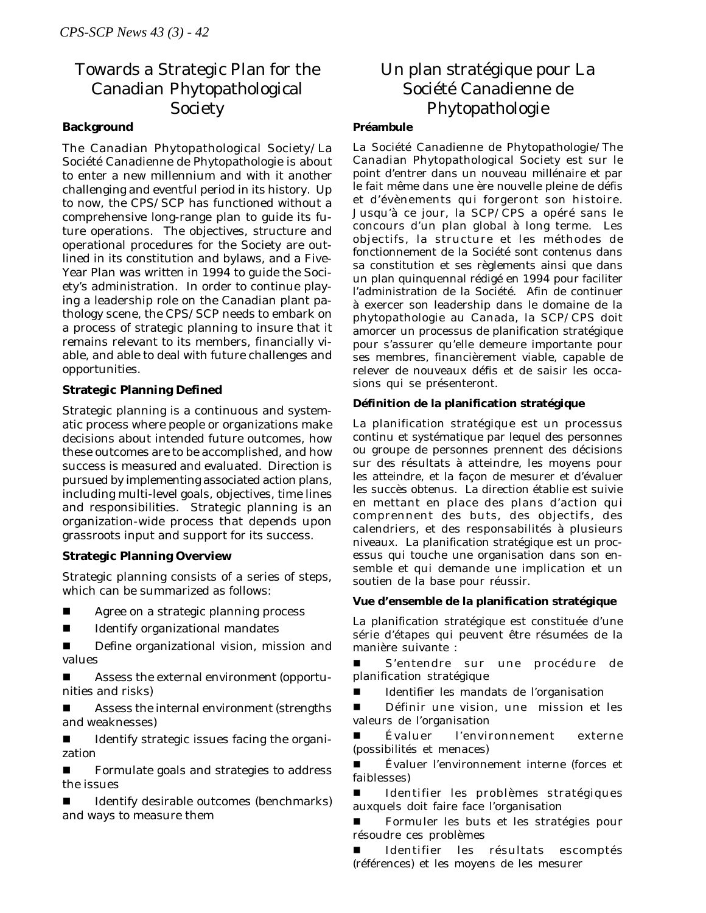# Towards a Strategic Plan for the Canadian Phytopathological Society

### Background

The Canadian Phytopathological Society/La Société Canadienne de Phytopathologie is about to enter a new millennium and with it another challenging and eventful period in its history. Up to now, the CPS/SCP has functioned without a comprehensive long-range plan to guide its future operations. The objectives, structure and operational procedures for the Society are outlined in its constitution and bylaws, and a Five-Year Plan was written in 1994 to guide the Society's administration. In order to continue playing a leadership role on the Canadian plant pathology scene, the CPS/SCP needs to embark on a process of strategic planning to insure that it remains relevant to its members, financially viable, and able to deal with future challenges and opportunities.

### Strategic Planning Defined

Strategic planning is a continuous and systematic process where people or organizations make decisions about intended future outcomes, how these outcomes are to be accomplished, and how success is measured and evaluated. Direction is pursued by implementing associated action plans, including multi-level goals, objectives, time lines and responsibilities. Strategic planning is an organization-wide process that depends upon grassroots input and support for its success.

### Strategic Planning Overview

Strategic planning consists of a series of steps, which can be summarized as follows:

- Agree on a strategic planning process
- Identify organizational mandates
- Define organizational vision, mission and values
- Assess the external environment (opportunities and risks)
- Assess the internal environment (strengths and weaknesses)
- Identify strategic issues facing the organization
- Formulate goals and strategies to address the issues
- Identify desirable outcomes (benchmarks) and ways to measure them

# Un plan stratégique pour La Société Canadienne de Phytopathologie

### Préambule

La Société Canadienne de Phytopathologie/The Canadian Phytopathological Society est sur le point d'entrer dans un nouveau millénaire et par le fait même dans une ère nouvelle pleine de défis et d'évènements qui forgeront son histoire. Jusqu'à ce jour, la SCP/CPS a opéré sans le concours d'un plan global à long terme. Les objectifs, la structure et les méthodes de fonctionnement de la Société sont contenus dans sa constitution et ses règlements ainsi que dans un plan quinquennal rédigé en 1994 pour faciliter l'administration de la Société. Afin de continuer à exercer son leadership dans le domaine de la phytopathologie au Canada, la SCP/CPS doit amorcer un processus de planification stratégique pour s'assurer qu'elle demeure importante pour ses membres, financièrement viable, capable de relever de nouveaux défis et de saisir les occasions qui se présenteront.

### Définition de la planification stratégique

La planification stratégique est un processus continu et systématique par lequel des personnes ou groupe de personnes prennent des décisions sur des résultats à atteindre, les moyens pour les atteindre, et la façon de mesurer et d'évaluer les succès obtenus. La direction établie est suivie en mettant en place des plans d'action qui comprennent des buts, des objectifs, des calendriers, et des responsabilités à plusieurs niveaux. La planification stratégique est un processus qui touche une organisation dans son ensemble et qui demande une implication et un soutien de la base pour réussir.

### Vue d'ensemble de la planification stratégique

La planification stratégique est constituée d'une série d'étapes qui peuvent être résumées de la manière suivante :

- S'entendre sur une procédure de planification stratégique
- Identifier les mandats de l'organisation
- Définir une vision, une mission et les valeurs de l'organisation
- Évaluer l'environnement externe (possibilités et menaces)
- Évaluer l'environnement interne (forces et faiblesses)
- Identifier les problèmes stratégiques auxquels doit faire face l'organisation
- Formuler les buts et les stratégies pour résoudre ces problèmes
- Identifier les résultats escomptés (références) et les moyens de les mesurer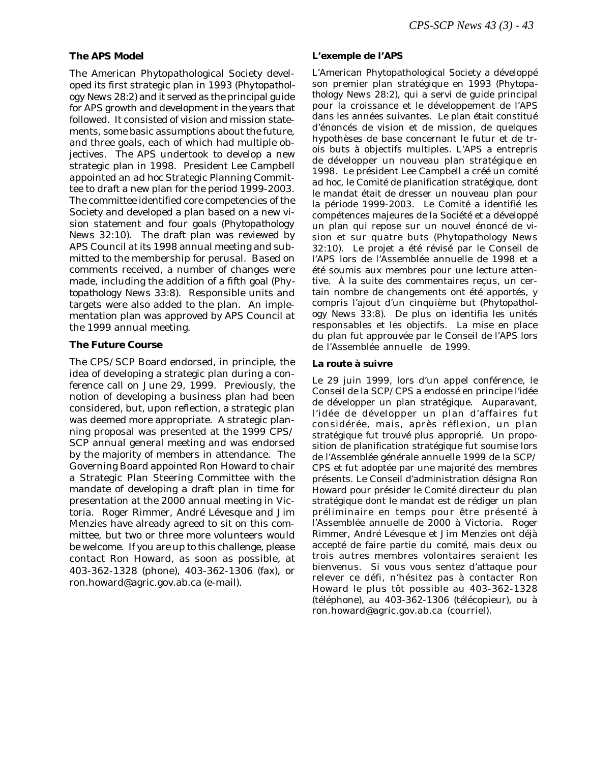### The APS Model

The American Phytopathological Society developed its first strategic plan in 1993 (Phytopathology News 28:2) and it served as the principal guide for APS growth and development in the years that followed. It consisted of vision and mission statements, some basic assumptions about the future, and three goals, each of which had multiple objectives. The APS undertook to develop a new strategic plan in 1998. President Lee Campbell appointed an ad hoc Strategic Planning Committee to draft a new plan for the period 1999-2003. The committee identified core competencies of the Society and developed a plan based on a new vision statement and four goals (Phytopathology News 32:10). The draft plan was reviewed by APS Council at its 1998 annual meeting and submitted to the membership for perusal. Based on comments received, a number of changes were made, including the addition of a fifth goal (Phytopathology News 33:8). Responsible units and targets were also added to the plan. An implementation plan was approved by APS Council at the 1999 annual meeting.

### The Future Course

The CPS/SCP Board endorsed, in principle, the idea of developing a strategic plan during a conference call on June 29, 1999. Previously, the notion of developing a business plan had been considered, but, upon reflection, a strategic plan was deemed more appropriate. A strategic planning proposal was presented at the 1999 CPS/SCP annual general meeting and was endorsed by the majority of members in attendance. The Governing Board appointed Ron Howard to chair a Strategic Plan Steering Committee with the mandate of developing a draft plan in time for presentation at the 2000 annual meeting in Victoria. Roger Rimmer, André Lévesque and Jim Menzies have already agreed to sit on this committee, but two or three more volunteers would be welcome. If you are up to this challenge, please contact Ron Howard, as soon as possible, at 403-362-1328 (phone), 403-362-1306 (fax), or ron.howard@agric.gov.ab.ca (e-mail).

### L'exemple de l'APS

L'American Phytopathological Society a développé son premier plan stratégique en 1993 (Phytopathology News 28:2), qui a servi de guide principal pour la croissance et le développement de l'APS dans les années suivantes. Le plan était constitué d'énoncés de vision et de mission, de quelques hypothèses de base concernant le futur et de trois buts à objectifs multiples. L'APS a entrepris de développer un nouveau plan stratégique en 1998. Le président Lee Campbell a créé un comité ad hoc, le Comité de planification stratégique, dont le mandat était de dresser un nouveau plan pour la période 1999-2003. Le Comité a identifié les compétences majeures de la Société et a développé un plan qui repose sur un nouvel énoncé de vision et sur quatre buts (Phytopathology News 32:10). Le projet a été révisé par le Conseil de l'APS lors de l'Assemblée annuelle de 1998 et a été soumis aux membres pour une lecture attentive. À la suite des commentaires reçus, un certain nombre de changements ont été apportés, y compris l'ajout d'un cinquième but (Phytopathology News 33:8). De plus on identifia les unités responsables et les objectifs. La mise en place du plan fut approuvée par le Conseil de l'APS lors de l'Assemblée annuelle de 1999.

### La route à suivre

Le 29 juin 1999, lors d'un appel conférence, le Conseil de la SCP/CPS a endossé en principe l'idée de développer un plan stratégique. Auparavant, l'idée de développer un plan d'affaires fut considérée, mais, après réflexion, un plan stratégique fut trouvé plus approprié. Un proposition de planification stratégique fut soumise lors de l'Assemblée générale annuelle 1999 de la SCP/CPS et fut adoptée par une majorité des membres présents. Le Conseil d'administration désigna Ron Howard pour présider le Comité directeur du plan stratégique dont le mandat est de rédiger un plan préliminaire en temps pour être présenté à l'Assemblée annuelle de 2000 à Victoria. Roger Rimmer, André Lévesque et Jim Menzies ont déjà accepté de faire partie du comité, mais deux ou trois autres membres volontaires seraient les bienvenus. Si vous vous sentez d'attaque pour relever ce défi, n'hésitez pas à contacter Ron Howard le plus tôt possible au 403-362-1328 (téléphone), au 403-362-1306 (télécopieur), ou à ron.howard@agric.gov.ab.ca (courriel).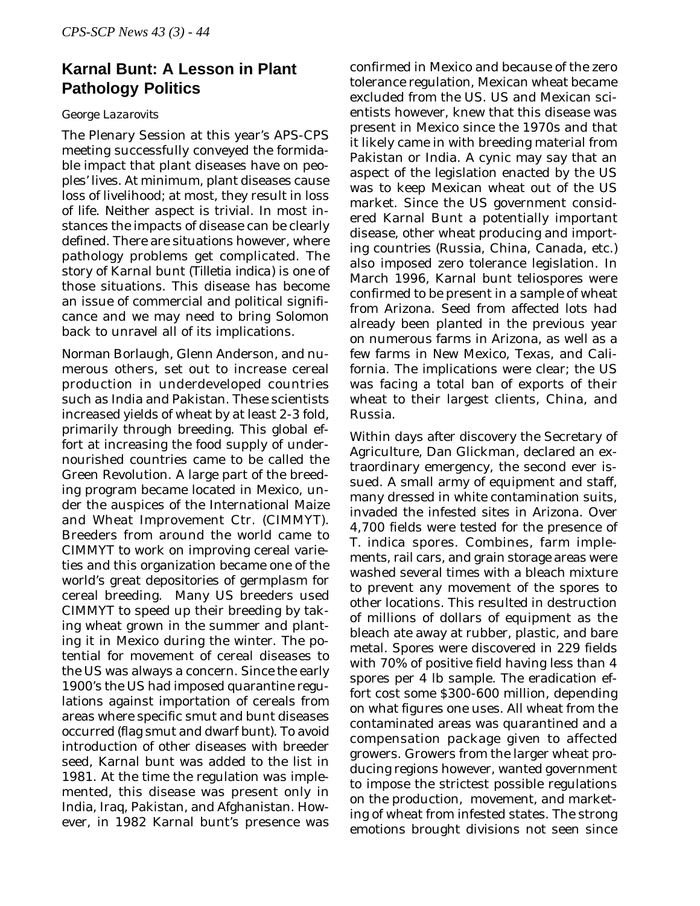## Karnal Bunt: A Lesson in Plant Pathology Politics

George Lazarovits

The Plenary Session at this year's APS-CPS meeting successfully conveyed the formidable impact that plant diseases have on peoples' lives. At minimum, plant diseases cause loss of livelihood; at most, they result in loss of life. Neither aspect is trivial. In most instances the impacts of disease can be clearly defined. There are situations however, where pathology problems get complicated. The story of Karnal bunt (*Tilletia indica*) is one of those situations. This disease has become an issue of commercial and political significance and we may need to bring Solomon back to unravel all of its implications.

Norman Borlaugh, Glenn Anderson, and numerous others, set out to increase cereal production in underdeveloped countries such as India and Pakistan. These scientists increased yields of wheat by at least 2-3 fold, primarily through breeding. This global effort at increasing the food supply of undernourished countries came to be called the Green Revolution. A large part of the breeding program became located in Mexico, under the auspices of the International Maize and Wheat Improvement Ctr. (CIMMYT). Breeders from around the world came to CIMMYT to work on improving cereal varieties and this organization became one of the world's great depositories of germplasm for cereal breeding. Many US breeders used CIMMYT to speed up their breeding by taking wheat grown in the summer and planting it in Mexico during the winter. The potential for movement of cereal diseases to the US was always a concern. Since the early 1900's the US had imposed quarantine regulations against importation of cereals from areas where specific smut and bunt diseases occurred (flag smut and dwarf bunt). To avoid introduction of other diseases with breeder seed, Karnal bunt was added to the list in 1981. At the time the regulation was implemented, this disease was present only in India, Iraq, Pakistan, and Afghanistan. However, in 1982 Karnal bunt's presence was confirmed in Mexico and because of the zero tolerance regulation, Mexican wheat became excluded from the US. US and Mexican scientists however, knew that this disease was present in Mexico since the 1970s and that it likely came in with breeding material from Pakistan or India. A cynic may say that an aspect of the legislation enacted by the US was to keep Mexican wheat out of the US market. Since the US government considered Karnal Bunt a potentially important disease, other wheat producing and importing countries (Russia, China, Canada, etc.) also imposed zero tolerance legislation. In March 1996, Karnal bunt teliospores were confirmed to be present in a sample of wheat from Arizona. Seed from affected lots had already been planted in the previous year on numerous farms in Arizona, as well as a few farms in New Mexico, Texas, and California. The implications were clear; the US was facing a total ban of exports of their wheat to their largest clients, China, and Russia.

Within days after discovery the Secretary of Agriculture, Dan Glickman, declared an extraordinary emergency, the second ever issued. A small army of equipment and staff, many dressed in white contamination suits, invaded the infested sites in Arizona. Over 4,700 fields were tested for the presence of *T. indica* spores. Combines, farm implements, rail cars, and grain storage areas were washed several times with a bleach mixture to prevent any movement of the spores to other locations. This resulted in destruction of millions of dollars of equipment as the bleach ate away at rubber, plastic, and bare metal. Spores were discovered in 229 fields with 70% of positive field having less than 4 spores per 4 lb sample. The eradication effort cost some $300-600 million, depending on what figures one uses. All wheat from the contaminated areas was quarantined and a compensation package given to affected growers. Growers from the larger wheat producing regions however, wanted government to impose the strictest possible regulations on the production, movement, and marketing of wheat from infested states. The strong emotions brought divisions not seen since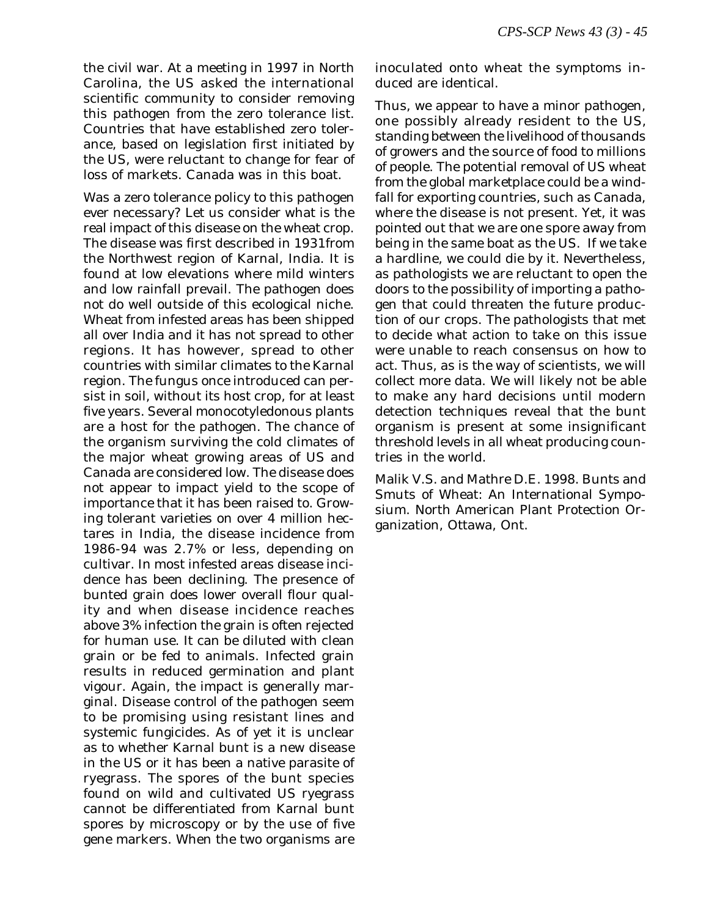the civil war. At a meeting in 1997 in North Carolina, the US asked the international scientific community to consider removing this pathogen from the zero tolerance list. Countries that have established zero tolerance, based on legislation first initiated by the US, were reluctant to change for fear of loss of markets. Canada was in this boat.

Was a zero tolerance policy to this pathogen ever necessary? Let us consider what is the real impact of this disease on the wheat crop. The disease was first described in 1931from the Northwest region of Karnal, India. It is found at low elevations where mild winters and low rainfall prevail. The pathogen does not do well outside of this ecological niche. Wheat from infested areas has been shipped all over India and it has not spread to other regions. It has however, spread to other countries with similar climates to the Karnal region. The fungus once introduced can persist in soil, without its host crop, for at least five years. Several monocotyledonous plants are a host for the pathogen. The chance of the organism surviving the cold climates of the major wheat growing areas of US and Canada are considered low. The disease does not appear to impact yield to the scope of importance that it has been raised to. Growing tolerant varieties on over 4 million hectares in India, the disease incidence from 1986-94 was 2.7% or less, depending on cultivar. In most infested areas disease incidence has been declining. The presence of bunted grain does lower overall flour quality and when disease incidence reaches above 3% infection the grain is often rejected for human use. It can be diluted with clean grain or be fed to animals. Infected grain results in reduced germination and plant vigour. Again, the impact is generally marginal. Disease control of the pathogen seem to be promising using resistant lines and systemic fungicides. As of yet it is unclear as to whether Karnal bunt is a new disease in the US or it has been a native parasite of ryegrass. The spores of the bunt species found on wild and cultivated US ryegrass cannot be differentiated from Karnal bunt spores by microscopy or by the use of five gene markers. When the two organisms are inoculated onto wheat the symptoms induced are identical.

Thus, we appear to have a minor pathogen, one possibly already resident to the US, standing between the livelihood of thousands of growers and the source of food to millions of people. The potential removal of US wheat from the global marketplace could be a windfall for exporting countries, such as Canada, where the disease is not present. Yet, it was pointed out that we are one spore away from being in the same boat as the US. If we take a hardline, we could die by it. Nevertheless, as pathologists we are reluctant to open the doors to the possibility of importing a pathogen that could threaten the future production of our crops. The pathologists that met to decide what action to take on this issue were unable to reach consensus on how to act. Thus, as is the way of scientists, we will collect more data. We will likely not be able to make any hard decisions until modern detection techniques reveal that the bunt organism is present at some insignificant threshold levels in all wheat producing countries in the world.

Malik V.S. and Mathre D.E. 1998. Bunts and Smuts of Wheat: An International Symposium. North American Plant Protection Organization, Ottawa, Ont.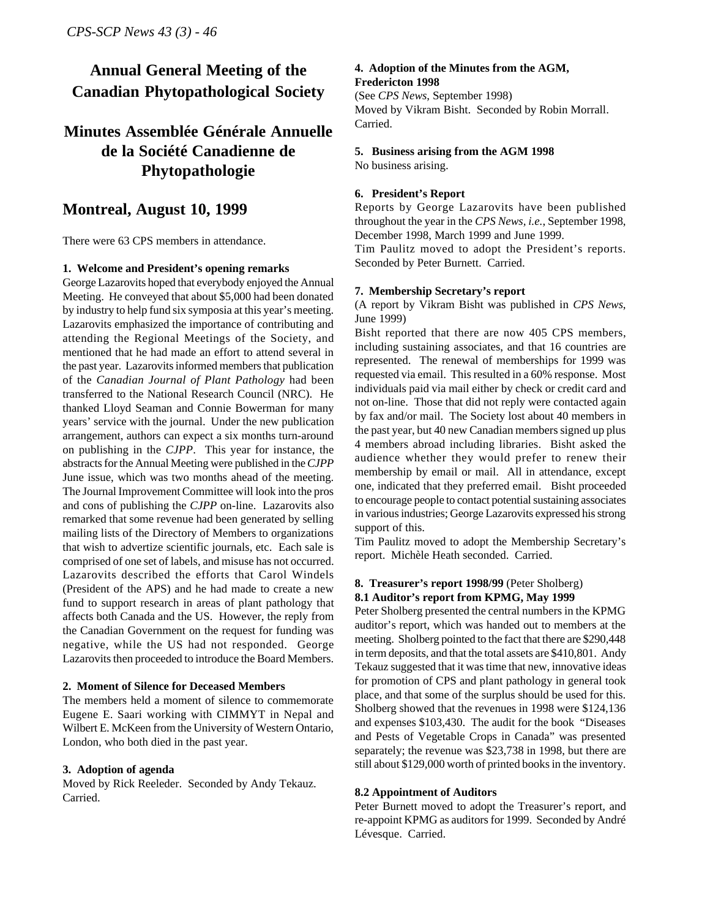# Annual General Meeting of the Canadian Phytopathological Society

# Minutes Assemblée Générale Annuelle de la Société Canadienne de Phytopathologie

## Montreal, August 10, 1999

There were 63 CPS members in attendance.

**1. Welcome and President's opening remarks**

George Lazarovits hoped that everybody enjoyed the Annual Meeting. He conveyed that about $5,000 had been donated by industry to help fund six symposia at this year's meeting. Lazarovits emphasized the importance of contributing and attending the Regional Meetings of the Society, and mentioned that he had made an effort to attend several in the past year. Lazarovits informed members that publication of the *Canadian Journal of Plant Pathology* had been transferred to the National Research Council (NRC). He thanked Lloyd Seaman and Connie Bowerman for many years' service with the journal. Under the new publication arrangement, authors can expect a six months turn-around on publishing in the *CJPP*. This year for instance, the abstracts for the Annual Meeting were published in the *CJPP* June issue, which was two months ahead of the meeting. The Journal Improvement Committee will look into the pros and cons of publishing the *CJPP* on-line. Lazarovits also remarked that some revenue had been generated by selling mailing lists of the Directory of Members to organizations that wish to advertize scientific journals, etc. Each sale is comprised of one set of labels, and misuse has not occurred. Lazarovits described the efforts that Carol Windels (President of the APS) and he had made to create a new fund to support research in areas of plant pathology that affects both Canada and the US. However, the reply from the Canadian Government on the request for funding was negative, while the US had not responded. George Lazarovits then proceeded to introduce the Board Members.

**2. Moment of Silence for Deceased Members**

The members held a moment of silence to commemorate Eugene E. Saari working with CIMMYT in Nepal and Wilbert E. McKeen from the University of Western Ontario, London, who both died in the past year.

**3. Adoption of agenda**

Moved by Rick Reeleder. Seconded by Andy Tekauz. Carried.

**4. Adoption of the Minutes from the AGM, Fredericton 1998**

(See *CPS News*, September 1998)
Moved by Vikram Bisht. Seconded by Robin Morrall. Carried.

**5. Business arising from the AGM 1998**

No business arising.

**6. President's Report**

Reports by George Lazarovits have been published throughout the year in the *CPS News*, *i.e.*, September 1998, December 1998, March 1999 and June 1999.
Tim Paulitz moved to adopt the President's reports. Seconded by Peter Burnett. Carried.

**7. Membership Secretary's report**

(A report by Vikram Bisht was published in *CPS News*, June 1999)

Bisht reported that there are now 405 CPS members, including sustaining associates, and that 16 countries are represented. The renewal of memberships for 1999 was requested via email. This resulted in a 60% response. Most individuals paid via mail either by check or credit card and not on-line. Those that did not reply were contacted again by fax and/or mail. The Society lost about 40 members in the past year, but 40 new Canadian members signed up plus 4 members abroad including libraries. Bisht asked the audience whether they would prefer to renew their membership by email or mail. All in attendance, except one, indicated that they preferred email. Bisht proceeded to encourage people to contact potential sustaining associates in various industries; George Lazarovits expressed his strong support of this.

Tim Paulitz moved to adopt the Membership Secretary's report. Michèle Heath seconded. Carried.

**8. Treasurer's report 1998/99** (Peter Sholberg)

**8.1 Auditor's report from KPMG, May 1999**

Peter Sholberg presented the central numbers in the KPMG auditor's report, which was handed out to members at the meeting. Sholberg pointed to the fact that there are $290,448 in term deposits, and that the total assets are $410,801. Andy Tekauz suggested that it was time that new, innovative ideas for promotion of CPS and plant pathology in general took place, and that some of the surplus should be used for this. Sholberg showed that the revenues in 1998 were $124,136 and expenses $103,430. The audit for the book "Diseases and Pests of Vegetable Crops in Canada" was presented separately; the revenue was $23,738 in 1998, but there are still about $129,000 worth of printed books in the inventory.

**8.2 Appointment of Auditors**

Peter Burnett moved to adopt the Treasurer's report, and re-appoint KPMG as auditors for 1999. Seconded by André Lévesque. Carried.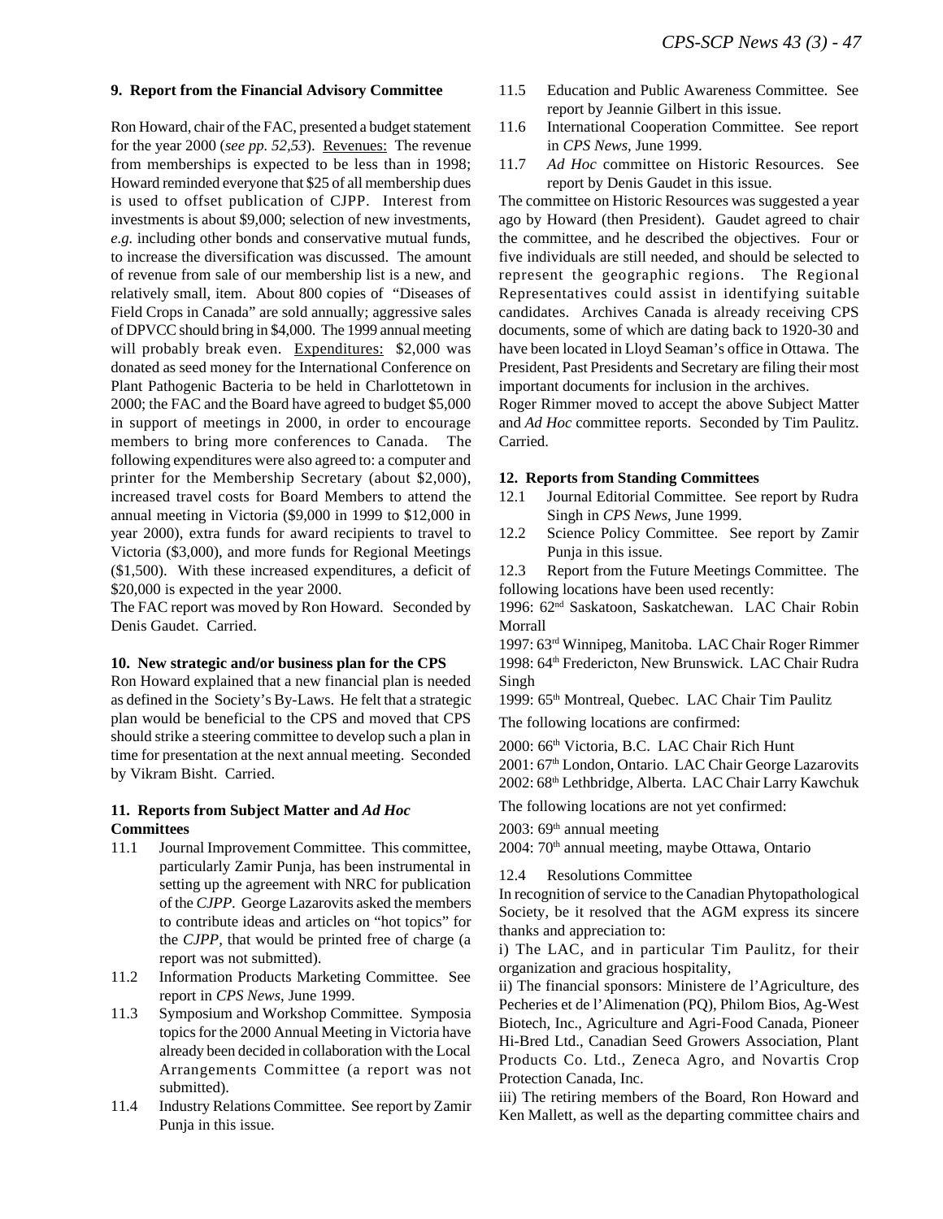### 9. Report from the Financial Advisory Committee

Ron Howard, chair of the FAC, presented a budget statement for the year 2000 (*see pp. 52,53*). Revenues: The revenue from memberships is expected to be less than in 1998; Howard reminded everyone that $25 of all membership dues is used to offset publication of CJPP. Interest from investments is about $9,000; selection of new investments, *e.g.* including other bonds and conservative mutual funds, to increase the diversification was discussed. The amount of revenue from sale of our membership list is a new, and relatively small, item. About 800 copies of "Diseases of Field Crops in Canada" are sold annually; aggressive sales of DPVCC should bring in $4,000. The 1999 annual meeting will probably break even. Expenditures: $2,000 was donated as seed money for the International Conference on Plant Pathogenic Bacteria to be held in Charlottetown in 2000; the FAC and the Board have agreed to budget $5,000 in support of meetings in 2000, in order to encourage members to bring more conferences to Canada. The following expenditures were also agreed to: a computer and printer for the Membership Secretary (about $2,000), increased travel costs for Board Members to attend the annual meeting in Victoria ($9,000 in 1999 to $12,000 in year 2000), extra funds for award recipients to travel to Victoria ($3,000), and more funds for Regional Meetings ($1,500). With these increased expenditures, a deficit of $20,000 is expected in the year 2000.

The FAC report was moved by Ron Howard. Seconded by Denis Gaudet. Carried.

### 10. New strategic and/or business plan for the CPS

Ron Howard explained that a new financial plan is needed as defined in the Society's By-Laws. He felt that a strategic plan would be beneficial to the CPS and moved that CPS should strike a steering committee to develop such a plan in time for presentation at the next annual meeting. Seconded by Vikram Bisht. Carried.

### 11. Reports from Subject Matter and *Ad Hoc* Committees

11.1 Journal Improvement Committee. This committee, particularly Zamir Punja, has been instrumental in setting up the agreement with NRC for publication of the *CJPP*. George Lazarovits asked the members to contribute ideas and articles on "hot topics" for the *CJPP*, that would be printed free of charge (a report was not submitted).

11.2 Information Products Marketing Committee. See report in *CPS News*, June 1999.

11.3 Symposium and Workshop Committee. Symposia topics for the 2000 Annual Meeting in Victoria have already been decided in collaboration with the Local Arrangements Committee (a report was not submitted).

11.4 Industry Relations Committee. See report by Zamir Punja in this issue.

11.5 Education and Public Awareness Committee. See report by Jeannie Gilbert in this issue.

11.6 International Cooperation Committee. See report in *CPS News*, June 1999.

11.7 *Ad Hoc* committee on Historic Resources. See report by Denis Gaudet in this issue.

The committee on Historic Resources was suggested a year ago by Howard (then President). Gaudet agreed to chair the committee, and he described the objectives. Four or five individuals are still needed, and should be selected to represent the geographic regions. The Regional Representatives could assist in identifying suitable candidates. Archives Canada is already receiving CPS documents, some of which are dating back to 1920-30 and have been located in Lloyd Seaman's office in Ottawa. The President, Past Presidents and Secretary are filing their most important documents for inclusion in the archives.

Roger Rimmer moved to accept the above Subject Matter and *Ad Hoc* committee reports. Seconded by Tim Paulitz. Carried.

### 12. Reports from Standing Committees

12.1 Journal Editorial Committee. See report by Rudra Singh in *CPS News*, June 1999.

12.2 Science Policy Committee. See report by Zamir Punja in this issue.

12.3 Report from the Future Meetings Committee. The following locations have been used recently:

1996: 62nd Saskatoon, Saskatchewan. LAC Chair Robin Morrall

1997: 63rd Winnipeg, Manitoba. LAC Chair Roger Rimmer

1998: 64th Fredericton, New Brunswick. LAC Chair Rudra Singh

1999: 65th Montreal, Quebec. LAC Chair Tim Paulitz

The following locations are confirmed:

2000: 66th Victoria, B.C. LAC Chair Rich Hunt

2001: 67th London, Ontario. LAC Chair George Lazarovits

2002: 68th Lethbridge, Alberta. LAC Chair Larry Kawchuk

The following locations are not yet confirmed:

2003: 69th annual meeting

2004: 70th annual meeting, maybe Ottawa, Ontario

12.4 Resolutions Committee

In recognition of service to the Canadian Phytopathological Society, be it resolved that the AGM express its sincere thanks and appreciation to:

i) The LAC, and in particular Tim Paulitz, for their organization and gracious hospitality,

ii) The financial sponsors: Ministere de l'Agriculture, des Pecheries et de l'Alimenation (PQ), Philom Bios, Ag-West Biotech, Inc., Agriculture and Agri-Food Canada, Pioneer Hi-Bred Ltd., Canadian Seed Growers Association, Plant Products Co. Ltd., Zeneca Agro, and Novartis Crop Protection Canada, Inc.

iii) The retiring members of the Board, Ron Howard and Ken Mallett, as well as the departing committee chairs and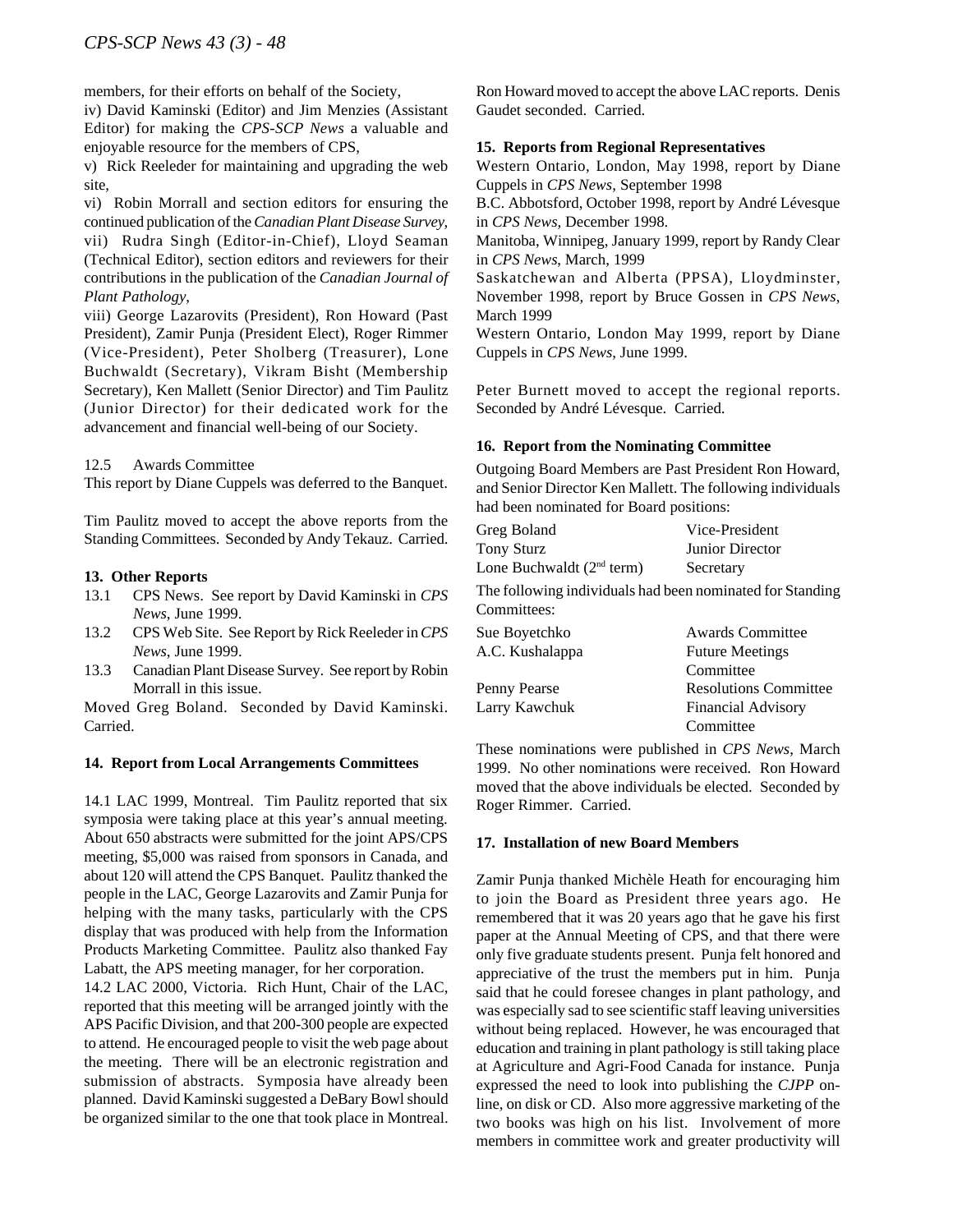members, for their efforts on behalf of the Society,

iv) David Kaminski (Editor) and Jim Menzies (Assistant Editor) for making the *CPS-SCP News* a valuable and enjoyable resource for the members of CPS,

v) Rick Reeleder for maintaining and upgrading the web site,

vi) Robin Morrall and section editors for ensuring the continued publication of the *Canadian Plant Disease Survey*,

vii) Rudra Singh (Editor-in-Chief), Lloyd Seaman (Technical Editor), section editors and reviewers for their contributions in the publication of the *Canadian Journal of Plant Pathology*,

viii) George Lazarovits (President), Ron Howard (Past President), Zamir Punja (President Elect), Roger Rimmer (Vice-President), Peter Sholberg (Treasurer), Lone Buchwaldt (Secretary), Vikram Bisht (Membership Secretary), Ken Mallett (Senior Director) and Tim Paulitz (Junior Director) for their dedicated work for the advancement and financial well-being of our Society.

12.5 Awards Committee

This report by Diane Cuppels was deferred to the Banquet.

Tim Paulitz moved to accept the above reports from the Standing Committees. Seconded by Andy Tekauz. Carried.

**13. Other Reports**

13.1 CPS News. See report by David Kaminski in *CPS News*, June 1999.

13.2 CPS Web Site. See Report by Rick Reeleder in *CPS News*, June 1999.

13.3 Canadian Plant Disease Survey. See report by Robin Morrall in this issue.

Moved Greg Boland. Seconded by David Kaminski. Carried.

**14. Report from Local Arrangements Committees**

14.1 LAC 1999, Montreal. Tim Paulitz reported that six symposia were taking place at this year's annual meeting. About 650 abstracts were submitted for the joint APS/CPS meeting, $5,000 was raised from sponsors in Canada, and about 120 will attend the CPS Banquet. Paulitz thanked the people in the LAC, George Lazarovits and Zamir Punja for helping with the many tasks, particularly with the CPS display that was produced with help from the Information Products Marketing Committee. Paulitz also thanked Fay Labatt, the APS meeting manager, for her corporation.

14.2 LAC 2000, Victoria. Rich Hunt, Chair of the LAC, reported that this meeting will be arranged jointly with the APS Pacific Division, and that 200-300 people are expected to attend. He encouraged people to visit the web page about the meeting. There will be an electronic registration and submission of abstracts. Symposia have already been planned. David Kaminski suggested a DeBary Bowl should be organized similar to the one that took place in Montreal.

Ron Howard moved to accept the above LAC reports. Denis Gaudet seconded. Carried.

**15. Reports from Regional Representatives**

Western Ontario, London, May 1998, report by Diane Cuppels in *CPS News*, September 1998

B.C. Abbotsford, October 1998, report by André Lévesque in *CPS News*, December 1998.

Manitoba, Winnipeg, January 1999, report by Randy Clear in *CPS News*, March, 1999

Saskatchewan and Alberta (PPSA), Lloydminster, November 1998, report by Bruce Gossen in *CPS News*, March 1999

Western Ontario, London May 1999, report by Diane Cuppels in *CPS News*, June 1999.

Peter Burnett moved to accept the regional reports. Seconded by André Lévesque. Carried.

**16. Report from the Nominating Committee**

Outgoing Board Members are Past President Ron Howard, and Senior Director Ken Mallett. The following individuals had been nominated for Board positions:

| | |
|---|---|
| Greg Boland | Vice-President |
| Tony Sturz | Junior Director |
| Lone Buchwaldt (2nd term) | Secretary |

The following individuals had been nominated for Standing Committees:

| | |
|---|---|
| Sue Boyetchko | Awards Committee |
| A.C. Kushalappa | Future Meetings Committee |
| Penny Pearse | Resolutions Committee |
| Larry Kawchuk | Financial Advisory Committee |

These nominations were published in *CPS News*, March 1999. No other nominations were received. Ron Howard moved that the above individuals be elected. Seconded by Roger Rimmer. Carried.

**17. Installation of new Board Members**

Zamir Punja thanked Michèle Heath for encouraging him to join the Board as President three years ago. He remembered that it was 20 years ago that he gave his first paper at the Annual Meeting of CPS, and that there were only five graduate students present. Punja felt honored and appreciative of the trust the members put in him. Punja said that he could foresee changes in plant pathology, and was especially sad to see scientific staff leaving universities without being replaced. However, he was encouraged that education and training in plant pathology is still taking place at Agriculture and Agri-Food Canada for instance. Punja expressed the need to look into publishing the *CJPP* on-line, on disk or CD. Also more aggressive marketing of the two books was high on his list. Involvement of more members in committee work and greater productivity will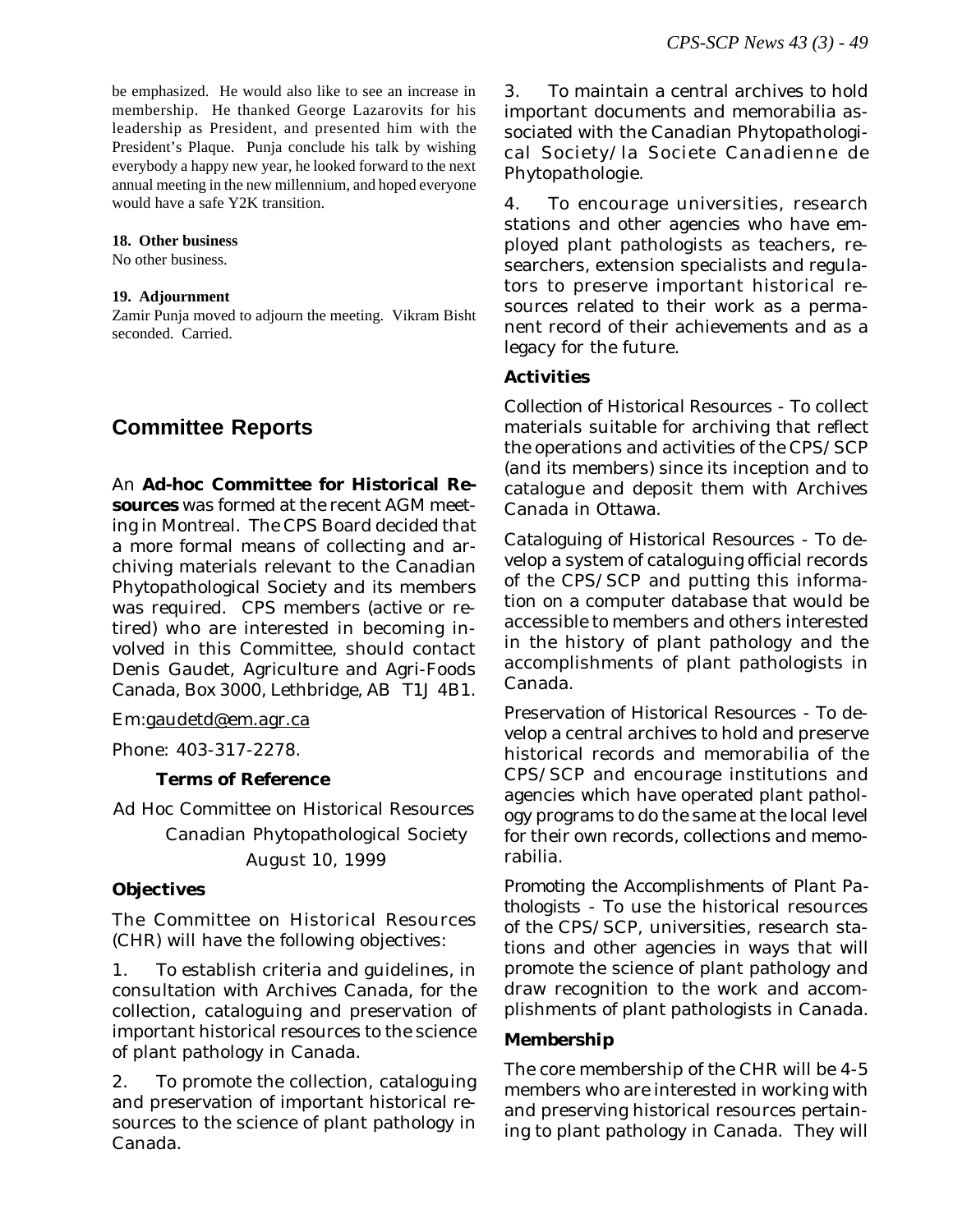be emphasized. He would also like to see an increase in membership. He thanked George Lazarovits for his leadership as President, and presented him with the President's Plaque. Punja conclude his talk by wishing everybody a happy new year, he looked forward to the next annual meeting in the new millennium, and hoped everyone would have a safe Y2K transition.

**18. Other business**

No other business.

**19. Adjournment**

Zamir Punja moved to adjourn the meeting. Vikram Bisht seconded. Carried.

## Committee Reports

An **Ad-hoc Committee for Historical Resources** was formed at the recent AGM meeting in Montreal. The CPS Board decided that a more formal means of collecting and archiving materials relevant to the Canadian Phytopathological Society and its members was required. CPS members (active or retired) who are interested in becoming involved in this Committee, should contact Denis Gaudet, Agriculture and Agri-Foods Canada, Box 3000, Lethbridge, AB T1J 4B1.

Em:gaudetd@em.agr.ca

Phone: 403-317-2278.

### Terms of Reference

Ad Hoc Committee on Historical Resources

Canadian Phytopathological Society

August 10, 1999

### Objectives

The Committee on Historical Resources (CHR) will have the following objectives:

1. To establish criteria and guidelines, in consultation with Archives Canada, for the collection, cataloguing and preservation of important historical resources to the science of plant pathology in Canada.

2. To promote the collection, cataloguing and preservation of important historical resources to the science of plant pathology in Canada.

3. To maintain a central archives to hold important documents and memorabilia associated with the Canadian Phytopathological Society/la Societe Canadienne de Phytopathologie.

4. To encourage universities, research stations and other agencies who have employed plant pathologists as teachers, researchers, extension specialists and regulators to preserve important historical resources related to their work as a permanent record of their achievements and as a legacy for the future.

### Activities

Collection of Historical Resources - To collect materials suitable for archiving that reflect the operations and activities of the CPS/SCP (and its members) since its inception and to catalogue and deposit them with Archives Canada in Ottawa.

Cataloguing of Historical Resources - To develop a system of cataloguing official records of the CPS/SCP and putting this information on a computer database that would be accessible to members and others interested in the history of plant pathology and the accomplishments of plant pathologists in Canada.

Preservation of Historical Resources - To develop a central archives to hold and preserve historical records and memorabilia of the CPS/SCP and encourage institutions and agencies which have operated plant pathology programs to do the same at the local level for their own records, collections and memorabilia.

Promoting the Accomplishments of Plant Pathologists - To use the historical resources of the CPS/SCP, universities, research stations and other agencies in ways that will promote the science of plant pathology and draw recognition to the work and accomplishments of plant pathologists in Canada.

### Membership

The core membership of the CHR will be 4-5 members who are interested in working with and preserving historical resources pertaining to plant pathology in Canada. They will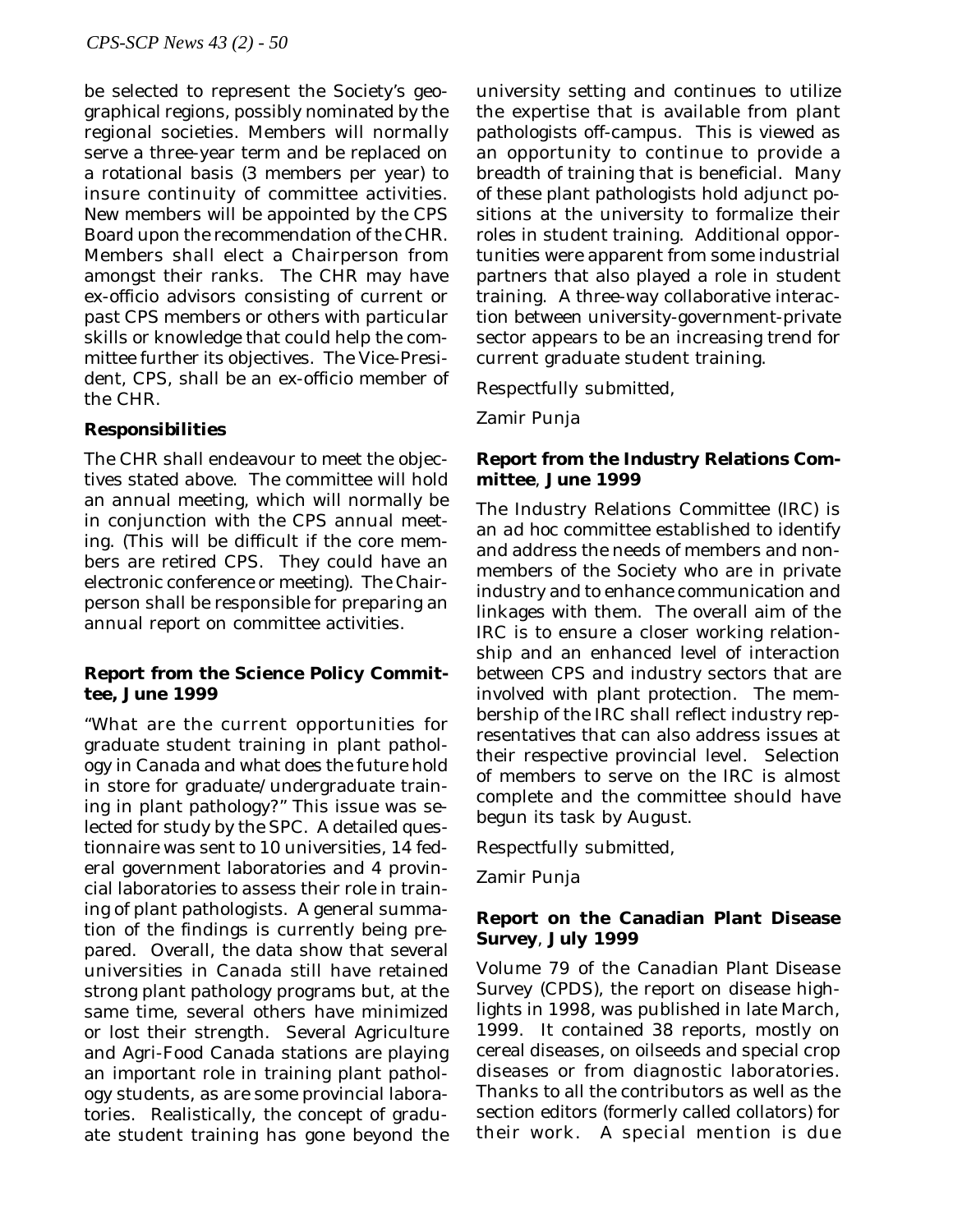be selected to represent the Society's geographical regions, possibly nominated by the regional societies. Members will normally serve a three-year term and be replaced on a rotational basis (3 members per year) to insure continuity of committee activities. New members will be appointed by the CPS Board upon the recommendation of the CHR. Members shall elect a Chairperson from amongst their ranks. The CHR may have ex-officio advisors consisting of current or past CPS members or others with particular skills or knowledge that could help the committee further its objectives. The Vice-President, CPS, shall be an ex-officio member of the CHR.

**Responsibilities**

The CHR shall endeavour to meet the objectives stated above. The committee will hold an annual meeting, which will normally be in conjunction with the CPS annual meeting. (This will be difficult if the core members are retired CPS. They could have an electronic conference or meeting). The Chairperson shall be responsible for preparing an annual report on committee activities.

**Report from the Science Policy Committee, June 1999**

"What are the current opportunities for graduate student training in plant pathology in Canada and what does the future hold in store for graduate/undergraduate training in plant pathology?" This issue was selected for study by the SPC. A detailed questionnaire was sent to 10 universities, 14 federal government laboratories and 4 provincial laboratories to assess their role in training of plant pathologists. A general summation of the findings is currently being prepared. Overall, the data show that several universities in Canada still have retained strong plant pathology programs but, at the same time, several others have minimized or lost their strength. Several Agriculture and Agri-Food Canada stations are playing an important role in training plant pathology students, as are some provincial laboratories. Realistically, the concept of graduate student training has gone beyond the university setting and continues to utilize the expertise that is available from plant pathologists off-campus. This is viewed as an opportunity to continue to provide a breadth of training that is beneficial. Many of these plant pathologists hold adjunct positions at the university to formalize their roles in student training. Additional opportunities were apparent from some industrial partners that also played a role in student training. A three-way collaborative interaction between university-government-private sector appears to be an increasing trend for current graduate student training.

Respectfully submitted,

Zamir Punja

**Report from the Industry Relations Committee, June 1999**

The Industry Relations Committee (IRC) is an ad hoc committee established to identify and address the needs of members and non-members of the Society who are in private industry and to enhance communication and linkages with them. The overall aim of the IRC is to ensure a closer working relationship and an enhanced level of interaction between CPS and industry sectors that are involved with plant protection. The membership of the IRC shall reflect industry representatives that can also address issues at their respective provincial level. Selection of members to serve on the IRC is almost complete and the committee should have begun its task by August.

Respectfully submitted,

Zamir Punja

**Report on the Canadian Plant Disease Survey, July 1999**

Volume 79 of the Canadian Plant Disease Survey (CPDS), the report on disease highlights in 1998, was published in late March, 1999. It contained 38 reports, mostly on cereal diseases, on oilseeds and special crop diseases or from diagnostic laboratories. Thanks to all the contributors as well as the section editors (formerly called collators) for their work. A special mention is due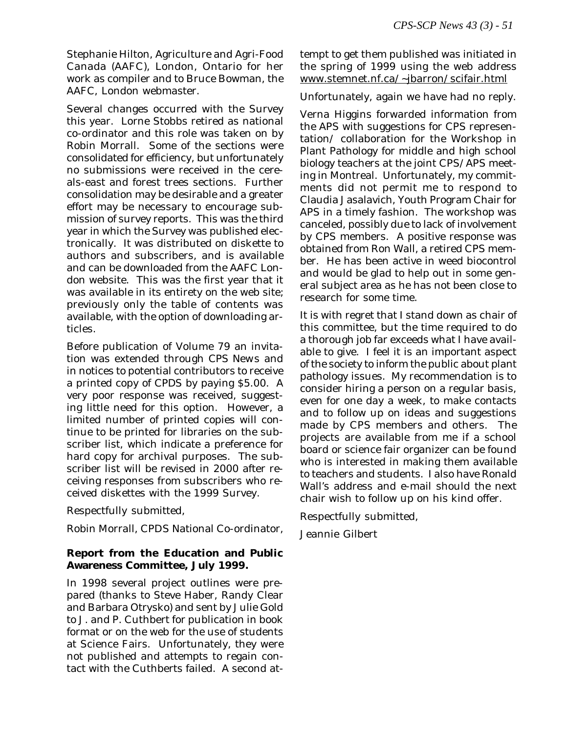Stephanie Hilton, Agriculture and Agri-Food Canada (AAFC), London, Ontario for her work as compiler and to Bruce Bowman, the AAFC, London webmaster.

Several changes occurred with the Survey this year. Lorne Stobbs retired as national co-ordinator and this role was taken on by Robin Morrall. Some of the sections were consolidated for efficiency, but unfortunately no submissions were received in the cereals-east and forest trees sections. Further consolidation may be desirable and a greater effort may be necessary to encourage submission of survey reports. This was the third year in which the Survey was published electronically. It was distributed on diskette to authors and subscribers, and is available and can be downloaded from the AAFC London website. This was the first year that it was available in its entirety on the web site; previously only the table of contents was available, with the option of downloading articles.

Before publication of Volume 79 an invitation was extended through CPS News and in notices to potential contributors to receive a printed copy of CPDS by paying $5.00. A very poor response was received, suggesting little need for this option. However, a limited number of printed copies will continue to be printed for libraries on the subscriber list, which indicate a preference for hard copy for archival purposes. The subscriber list will be revised in 2000 after receiving responses from subscribers who received diskettes with the 1999 Survey.

Respectfully submitted,

Robin Morrall, CPDS National Co-ordinator,

**Report from the Education and Public Awareness Committee, July 1999.**

In 1998 several project outlines were prepared (thanks to Steve Haber, Randy Clear and Barbara Otrysko) and sent by Julie Gold to J. and P. Cuthbert for publication in book format or on the web for the use of students at Science Fairs. Unfortunately, they were not published and attempts to regain contact with the Cuthberts failed. A second attempt to get them published was initiated in the spring of 1999 using the web address www.stemnet.nf.ca/~jbarron/scifair.html

Unfortunately, again we have had no reply.

Verna Higgins forwarded information from the APS with suggestions for CPS representation/ collaboration for the Workshop in Plant Pathology for middle and high school biology teachers at the joint CPS/APS meeting in Montreal. Unfortunately, my commitments did not permit me to respond to Claudia Jasalavich, Youth Program Chair for APS in a timely fashion. The workshop was canceled, possibly due to lack of involvement by CPS members. A positive response was obtained from Ron Wall, a retired CPS member. He has been active in weed biocontrol and would be glad to help out in some general subject area as he has not been close to research for some time.

It is with regret that I stand down as chair of this committee, but the time required to do a thorough job far exceeds what I have available to give. I feel it is an important aspect of the society to inform the public about plant pathology issues. My recommendation is to consider hiring a person on a regular basis, even for one day a week, to make contacts and to follow up on ideas and suggestions made by CPS members and others. The projects are available from me if a school board or science fair organizer can be found who is interested in making them available to teachers and students. I also have Ronald Wall's address and e-mail should the next chair wish to follow up on his kind offer.

Respectfully submitted,

Jeannie Gilbert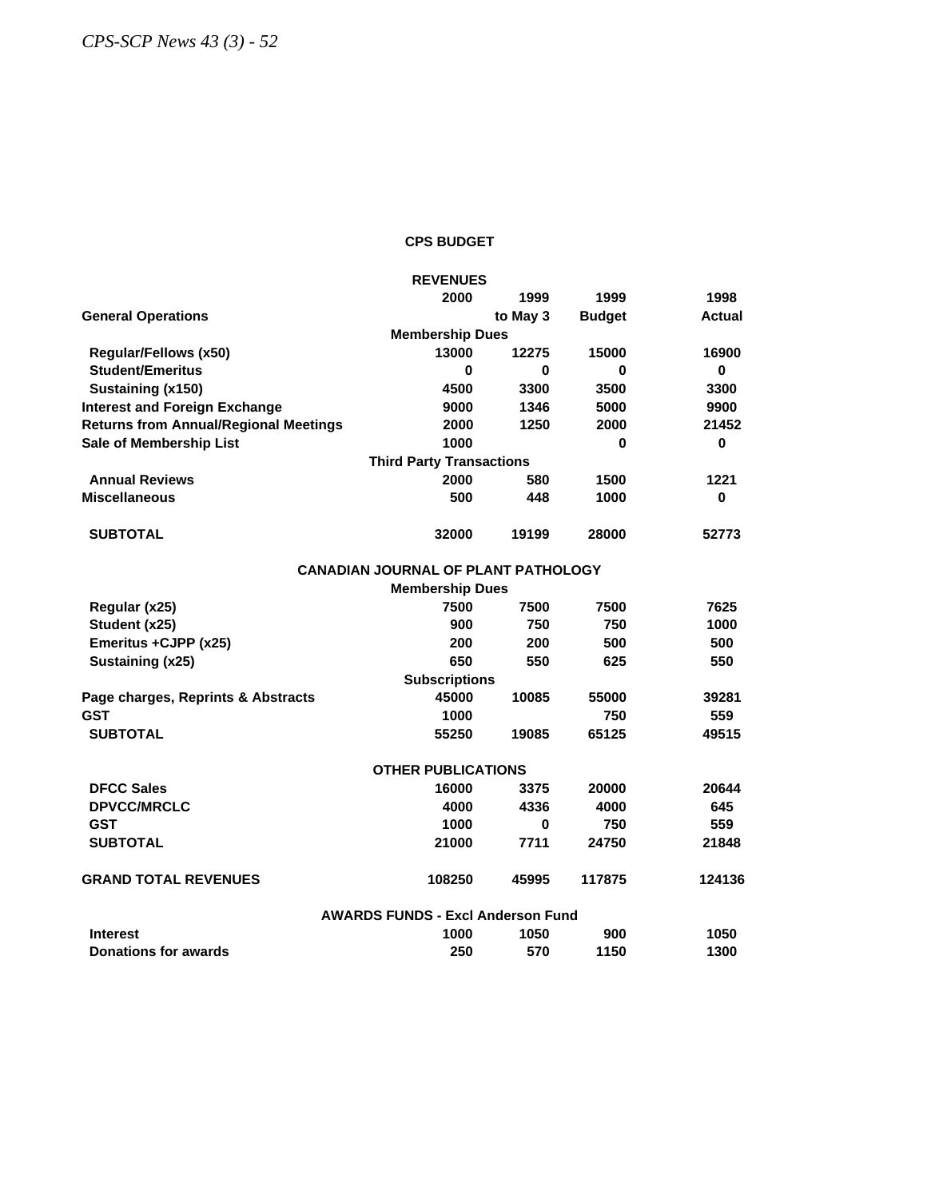## CPS BUDGET

| REVENUES | | | | |
|---|---|---|---|---|
| | 2000 | 1999 | 1999 | 1998 |
| **General Operations** | | to May 3 | Budget | Actual |
| **Membership Dues** | | | | |
| Regular/Fellows (x50) | 13000 | 12275 | 15000 | 16900 |
| Student/Emeritus | 0 | 0 | 0 | 0 |
| Sustaining (x150) | 4500 | 3300 | 3500 | 3300 |
| Interest and Foreign Exchange | 9000 | 1346 | 5000 | 9900 |
| Returns from Annual/Regional Meetings | 2000 | 1250 | 2000 | 21452 |
| Sale of Membership List | 1000 | | 0 | 0 |
| **Third Party Transactions** | | | | |
| Annual Reviews | 2000 | 580 | 1500 | 1221 |
| Miscellaneous | 500 | 448 | 1000 | 0 |
| SUBTOTAL | 32000 | 19199 | 28000 | 52773 |
| **CANADIAN JOURNAL OF PLANT PATHOLOGY** | | | | |
| **Membership Dues** | | | | |
| Regular (x25) | 7500 | 7500 | 7500 | 7625 |
| Student (x25) | 900 | 750 | 750 | 1000 |
| Emeritus +CJPP (x25) | 200 | 200 | 500 | 500 |
| Sustaining (x25) | 650 | 550 | 625 | 550 |
| **Subscriptions** | | | | |
| Page charges, Reprints & Abstracts | 45000 | 10085 | 55000 | 39281 |
| GST | 1000 | | 750 | 559 |
| SUBTOTAL | 55250 | 19085 | 65125 | 49515 |
| **OTHER PUBLICATIONS** | | | | |
| DFCC Sales | 16000 | 3375 | 20000 | 20644 |
| DPVCC/MRCLC | 4000 | 4336 | 4000 | 645 |
| GST | 1000 | 0 | 750 | 559 |
| SUBTOTAL | 21000 | 7711 | 24750 | 21848 |
| **GRAND TOTAL REVENUES** | 108250 | 45995 | 117875 | 124136 |
| **AWARDS FUNDS - Excl Anderson Fund** | | | | |
| Interest | 1000 | 1050 | 900 | 1050 |
| Donations for awards | 250 | 570 | 1150 | 1300 |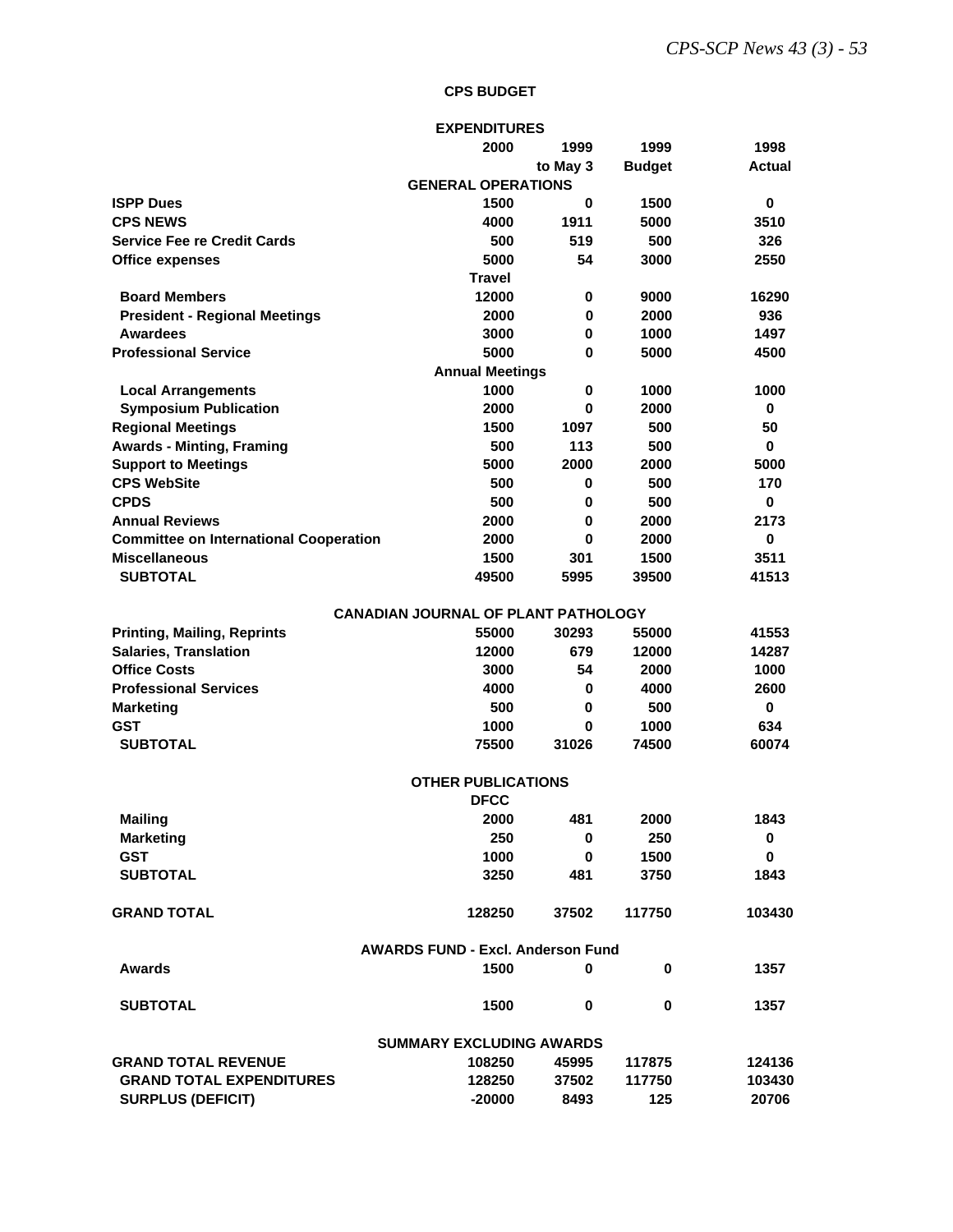## CPS BUDGET

| EXPENDITURES | 2000 | 1999 to May 3 | 1999 Budget | 1998 Actual |
|---|---|---|---|---|
| **GENERAL OPERATIONS** | | | | |
| ISPP Dues | 1500 | 0 | 1500 | 0 |
| CPS NEWS | 4000 | 1911 | 5000 | 3510 |
| Service Fee re Credit Cards | 500 | 519 | 500 | 326 |
| Office expenses | 5000 | 54 | 3000 | 2550 |
| **Travel** | | | | |
| Board Members | 12000 | 0 | 9000 | 16290 |
| President - Regional Meetings | 2000 | 0 | 2000 | 936 |
| Awardees | 3000 | 0 | 1000 | 1497 |
| Professional Service | 5000 | 0 | 5000 | 4500 |
| **Annual Meetings** | | | | |
| Local Arrangements | 1000 | 0 | 1000 | 1000 |
| Symposium Publication | 2000 | 0 | 2000 | 0 |
| Regional Meetings | 1500 | 1097 | 500 | 50 |
| Awards - Minting, Framing | 500 | 113 | 500 | 0 |
| Support to Meetings | 5000 | 2000 | 2000 | 5000 |
| CPS WebSite | 500 | 0 | 500 | 170 |
| CPDS | 500 | 0 | 500 | 0 |
| Annual Reviews | 2000 | 0 | 2000 | 2173 |
| Committee on International Cooperation | 2000 | 0 | 2000 | 0 |
| Miscellaneous | 1500 | 301 | 1500 | 3511 |
| SUBTOTAL | 49500 | 5995 | 39500 | 41513 |
| **CANADIAN JOURNAL OF PLANT PATHOLOGY** | | | | |
| Printing, Mailing, Reprints | 55000 | 30293 | 55000 | 41553 |
| Salaries, Translation | 12000 | 679 | 12000 | 14287 |
| Office Costs | 3000 | 54 | 2000 | 1000 |
| Professional Services | 4000 | 0 | 4000 | 2600 |
| Marketing | 500 | 0 | 500 | 0 |
| GST | 1000 | 0 | 1000 | 634 |
| SUBTOTAL | 75500 | 31026 | 74500 | 60074 |
| **OTHER PUBLICATIONS** | | | | |
| **DFCC** | | | | |
| Mailing | 2000 | 481 | 2000 | 1843 |
| Marketing | 250 | 0 | 250 | 0 |
| GST | 1000 | 0 | 1500 | 0 |
| SUBTOTAL | 3250 | 481 | 3750 | 1843 |
| **GRAND TOTAL** | 128250 | 37502 | 117750 | 103430 |
| **AWARDS FUND - Excl. Anderson Fund** | | | | |
| Awards | 1500 | 0 | 0 | 1357 |
| SUBTOTAL | 1500 | 0 | 0 | 1357 |
| **SUMMARY EXCLUDING AWARDS** | | | | |
| GRAND TOTAL REVENUE | 108250 | 45995 | 117875 | 124136 |
| GRAND TOTAL EXPENDITURES | 128250 | 37502 | 117750 | 103430 |
| SURPLUS (DEFICIT) | -20000 | 8493 | 125 | 20706 |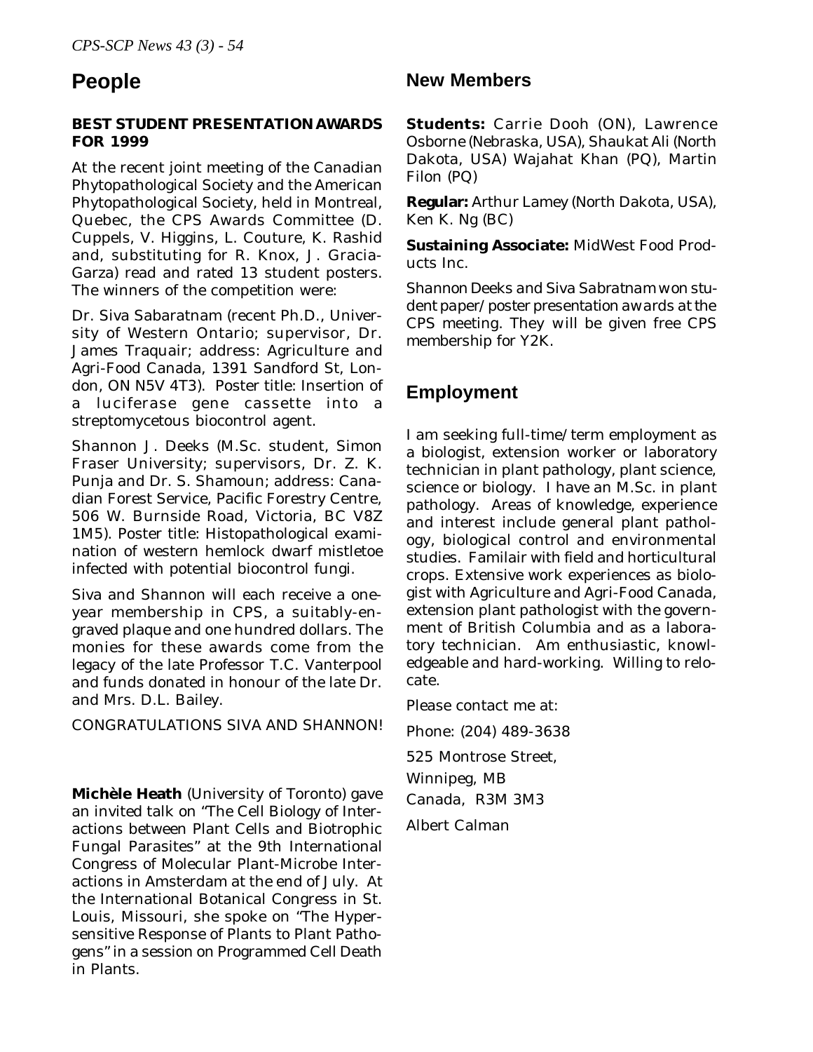# People

**BEST STUDENT PRESENTATION AWARDS FOR 1999**

At the recent joint meeting of the Canadian Phytopathological Society and the American Phytopathological Society, held in Montreal, Quebec, the CPS Awards Committee (D. Cuppels, V. Higgins, L. Couture, K. Rashid and, substituting for R. Knox, J. Gracia-Garza) read and rated 13 student posters. The winners of the competition were:

Dr. Siva Sabaratnam (recent Ph.D., University of Western Ontario; supervisor, Dr. James Traquair; address: Agriculture and Agri-Food Canada, 1391 Sandford St, London, ON N5V 4T3). Poster title: Insertion of a luciferase gene cassette into a streptomycetous biocontrol agent.

Shannon J. Deeks (M.Sc. student, Simon Fraser University; supervisors, Dr. Z. K. Punja and Dr. S. Shamoun; address: Canadian Forest Service, Pacific Forestry Centre, 506 W. Burnside Road, Victoria, BC V8Z 1M5). Poster title: Histopathological examination of western hemlock dwarf mistletoe infected with potential biocontrol fungi.

Siva and Shannon will each receive a one-year membership in CPS, a suitably-engraved plaque and one hundred dollars. The monies for these awards come from the legacy of the late Professor T.C. Vanterpool and funds donated in honour of the late Dr. and Mrs. D.L. Bailey.

CONGRATULATIONS SIVA AND SHANNON!

**Michèle Heath** (University of Toronto) gave an invited talk on "The Cell Biology of Interactions between Plant Cells and Biotrophic Fungal Parasites" at the 9th International Congress of Molecular Plant-Microbe Interactions in Amsterdam at the end of July. At the International Botanical Congress in St. Louis, Missouri, she spoke on "The Hypersensitive Response of Plants to Plant Pathogens" in a session on Programmed Cell Death in Plants.

## New Members

**Students:** Carrie Dooh (ON), Lawrence Osborne (Nebraska, USA), Shaukat Ali (North Dakota, USA) Wajahat Khan (PQ), Martin Filon (PQ)

**Regular:** Arthur Lamey (North Dakota, USA), Ken K. Ng (BC)

**Sustaining Associate:** MidWest Food Products Inc.

Shannon Deeks and Siva Sabratnam won student paper/poster presentation awards at the CPS meeting. They will be given free CPS membership for Y2K.

## Employment

I am seeking full-time/term employment as a biologist, extension worker or laboratory technician in plant pathology, plant science, science or biology. I have an M.Sc. in plant pathology. Areas of knowledge, experience and interest include general plant pathology, biological control and environmental studies. Familair with field and horticultural crops. Extensive work experiences as biologist with Agriculture and Agri-Food Canada, extension plant pathologist with the government of British Columbia and as a laboratory technician. Am enthusiastic, knowledgeable and hard-working. Willing to relocate.

Please contact me at:

Phone: (204) 489-3638

525 Montrose Street,

Winnipeg, MB

Canada, R3M 3M3

Albert Calman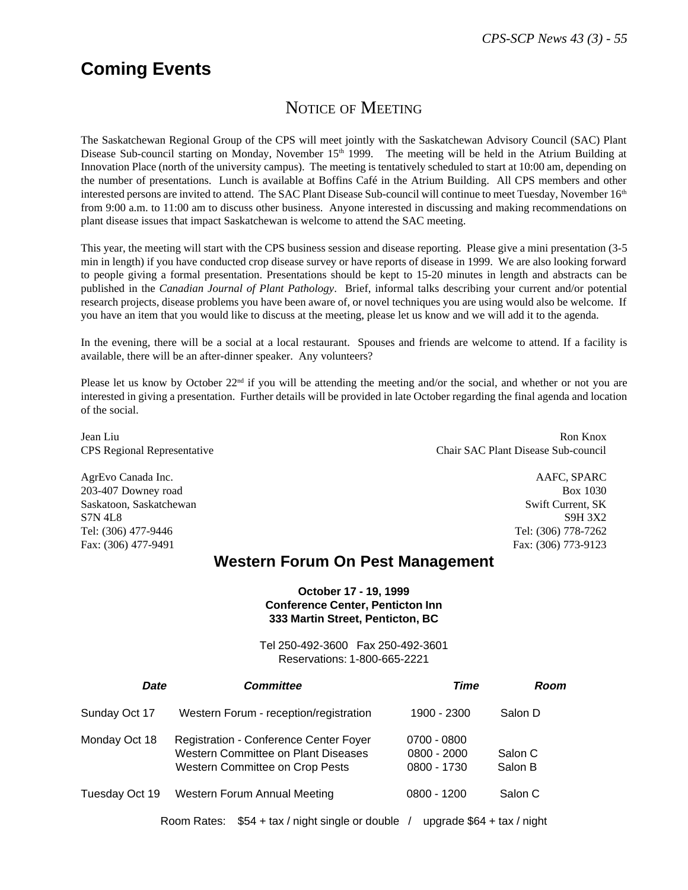# Coming Events

## Notice of Meeting

The Saskatchewan Regional Group of the CPS will meet jointly with the Saskatchewan Advisory Council (SAC) Plant Disease Sub-council starting on Monday, November 15th 1999. The meeting will be held in the Atrium Building at Innovation Place (north of the university campus). The meeting is tentatively scheduled to start at 10:00 am, depending on the number of presentations. Lunch is available at Boffins Café in the Atrium Building. All CPS members and other interested persons are invited to attend. The SAC Plant Disease Sub-council will continue to meet Tuesday, November 16th from 9:00 a.m. to 11:00 am to discuss other business. Anyone interested in discussing and making recommendations on plant disease issues that impact Saskatchewan is welcome to attend the SAC meeting.

This year, the meeting will start with the CPS business session and disease reporting. Please give a mini presentation (3-5 min in length) if you have conducted crop disease survey or have reports of disease in 1999. We are also looking forward to people giving a formal presentation. Presentations should be kept to 15-20 minutes in length and abstracts can be published in the *Canadian Journal of Plant Pathology*. Brief, informal talks describing your current and/or potential research projects, disease problems you have been aware of, or novel techniques you are using would also be welcome. If you have an item that you would like to discuss at the meeting, please let us know and we will add it to the agenda.

In the evening, there will be a social at a local restaurant. Spouses and friends are welcome to attend. If a facility is available, there will be an after-dinner speaker. Any volunteers?

Please let us know by October 22nd if you will be attending the meeting and/or the social, and whether or not you are interested in giving a presentation. Further details will be provided in late October regarding the final agenda and location of the social.

Jean Liu
CPS Regional Representative

AgrEvo Canada Inc.
203-407 Downey road
Saskatoon, Saskatchewan
S7N 4L8
Tel: (306) 477-9446
Fax: (306) 477-9491

Ron Knox
Chair SAC Plant Disease Sub-council

AAFC, SPARC
Box 1030
Swift Current, SK
S9H 3X2
Tel: (306) 778-7262
Fax: (306) 773-9123

## Western Forum On Pest Management

**October 17 - 19, 1999**
**Conference Center, Penticton Inn**
**333 Martin Street, Penticton, BC**

Tel 250-492-3600 Fax 250-492-3601
Reservations: 1-800-665-2221

| ***Date*** | ***Committee*** | ***Time*** | ***Room*** |
|---|---|---|---|
| Sunday Oct 17 | Western Forum - reception/registration | 1900 - 2300 | Salon D |
| Monday Oct 18 | Registration - Conference Center Foyer | 0700 - 0800 | |
| | Western Committee on Plant Diseases | 0800 - 2000 | Salon C |
| | Western Committee on Crop Pests | 0800 - 1730 | Salon B |
| Tuesday Oct 19 | Western Forum Annual Meeting | 0800 - 1200 | Salon C |

Room Rates: $54 + tax / night single or double / upgrade $64 + tax / night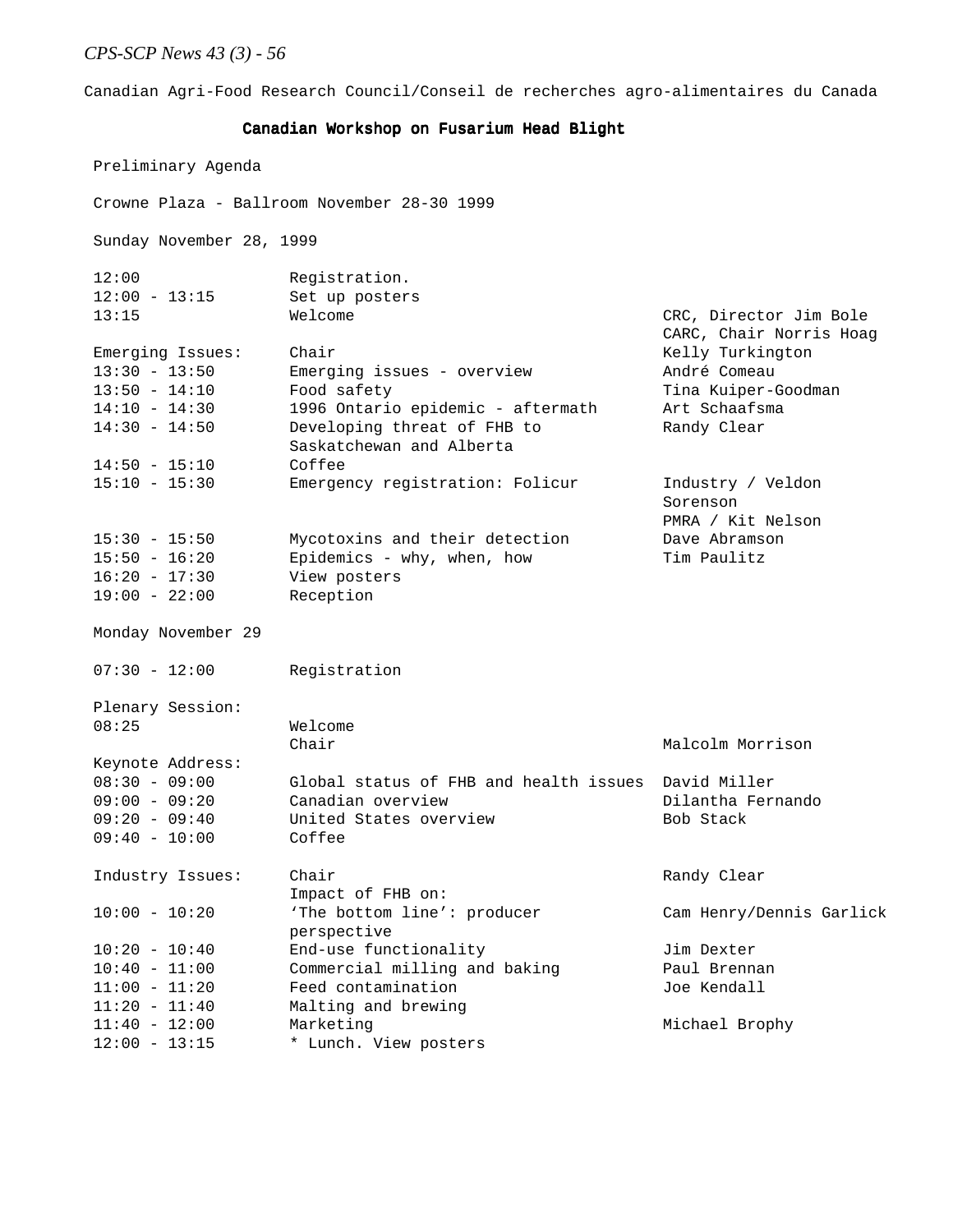Canadian Agri-Food Research Council/Conseil de recherches agro-alimentaires du Canada

## Canadian Workshop on Fusarium Head Blight

Preliminary Agenda

Crowne Plaza - Ballroom November 28-30 1999

Sunday November 28, 1999

| | | |
|---|---|---|
| 12:00 | Registration. | |
| 12:00 - 13:15 | Set up posters | |
| 13:15 | Welcome | CRC, Director Jim Bole<br>CARC, Chair Norris Hoag |
| Emerging Issues: | Chair | Kelly Turkington |
| 13:30 - 13:50 | Emerging issues - overview | André Comeau |
| 13:50 - 14:10 | Food safety | Tina Kuiper-Goodman |
| 14:10 - 14:30 | 1996 Ontario epidemic - aftermath | Art Schaafsma |
| 14:30 - 14:50 | Developing threat of FHB to Saskatchewan and Alberta | Randy Clear |
| 14:50 - 15:10 | Coffee | |
| 15:10 - 15:30 | Emergency registration: Folicur | Industry / Veldon Sorenson<br>PMRA / Kit Nelson |
| 15:30 - 15:50 | Mycotoxins and their detection | Dave Abramson |
| 15:50 - 16:20 | Epidemics - why, when, how | Tim Paulitz |
| 16:20 - 17:30 | View posters | |
| 19:00 - 22:00 | Reception | |

Monday November 29

| | | |
|---|---|---|
| 07:30 - 12:00 | Registration | |
| Plenary Session: | | |
| 08:25 | Welcome | |
| | Chair | Malcolm Morrison |
| Keynote Address: | | |
| 08:30 - 09:00 | Global status of FHB and health issues | David Miller |
| 09:00 - 09:20 | Canadian overview | Dilantha Fernando |
| 09:20 - 09:40 | United States overview | Bob Stack |
| 09:40 - 10:00 | Coffee | |
| Industry Issues: | Chair | Randy Clear |
| | Impact of FHB on: | |
| 10:00 - 10:20 | 'The bottom line': producer perspective | Cam Henry/Dennis Garlick |
| 10:20 - 10:40 | End-use functionality | Jim Dexter |
| 10:40 - 11:00 | Commercial milling and baking | Paul Brennan |
| 11:00 - 11:20 | Feed contamination | Joe Kendall |
| 11:20 - 11:40 | Malting and brewing | |
| 11:40 - 12:00 | Marketing | Michael Brophy |
| 12:00 - 13:15 | * Lunch. View posters | |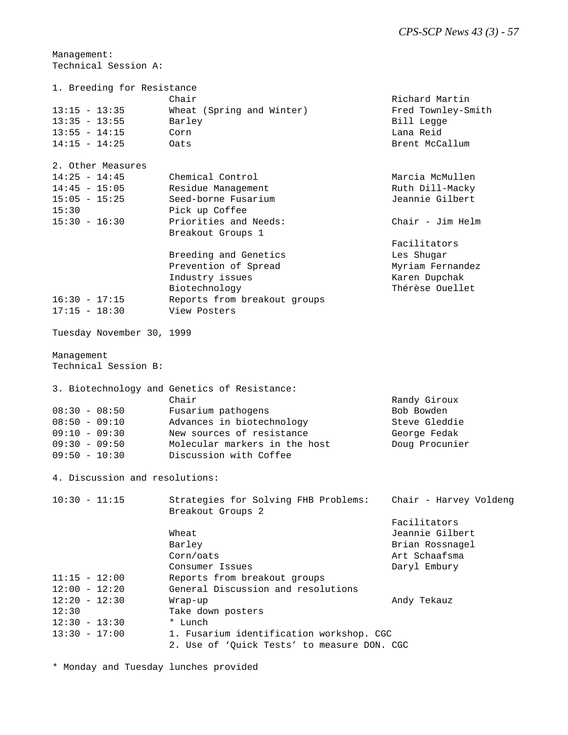Management:
Technical Session A:

1. Breeding for Resistance

| | | |
|---|---|---|
| | Chair | Richard Martin |
| 13:15 - 13:35 | Wheat (Spring and Winter) | Fred Townley-Smith |
| 13:35 - 13:55 | Barley | Bill Legge |
| 13:55 - 14:15 | Corn | Lana Reid |
| 14:15 - 14:25 | Oats | Brent McCallum |

2. Other Measures

| | | |
|---|---|---|
| 14:25 - 14:45 | Chemical Control | Marcia McMullen |
| 14:45 - 15:05 | Residue Management | Ruth Dill-Macky |
| 15:05 - 15:25 | Seed-borne Fusarium | Jeannie Gilbert |
| 15:30 | Pick up Coffee | |
| 15:30 - 16:30 | Priorities and Needs: Breakout Groups 1 | Chair - Jim Helm |
| | | Facilitators |
| | Breeding and Genetics | Les Shugar |
| | Prevention of Spread | Myriam Fernandez |
| | Industry issues | Karen Dupchak |
| | Biotechnology | Thérèse Ouellet |
| 16:30 - 17:15 | Reports from breakout groups | |
| 17:15 - 18:30 | View Posters | |

Tuesday November 30, 1999

Management
Technical Session B:

3. Biotechnology and Genetics of Resistance:

| | | |
|---|---|---|
| | Chair | Randy Giroux |
| 08:30 - 08:50 | Fusarium pathogens | Bob Bowden |
| 08:50 - 09:10 | Advances in biotechnology | Steve Gleddie |
| 09:10 - 09:30 | New sources of resistance | George Fedak |
| 09:30 - 09:50 | Molecular markers in the host | Doug Procunier |
| 09:50 - 10:30 | Discussion with Coffee | |

4. Discussion and resolutions:

| | | |
|---|---|---|
| 10:30 - 11:15 | Strategies for Solving FHB Problems: Breakout Groups 2 | Chair - Harvey Voldeng |
| | | Facilitators |
| | Wheat | Jeannie Gilbert |
| | Barley | Brian Rossnagel |
| | Corn/oats | Art Schaafsma |
| | Consumer Issues | Daryl Embury |
| 11:15 - 12:00 | Reports from breakout groups | |
| 12:00 - 12:20 | General Discussion and resolutions | |
| 12:20 - 12:30 | Wrap-up | Andy Tekauz |
| 12:30 | Take down posters | |
| 12:30 - 13:30 | * Lunch | |
| 13:30 - 17:00 | 1. Fusarium identification workshop. CGC<br>2. Use of 'Quick Tests' to measure DON. CGC | |

* Monday and Tuesday lunches provided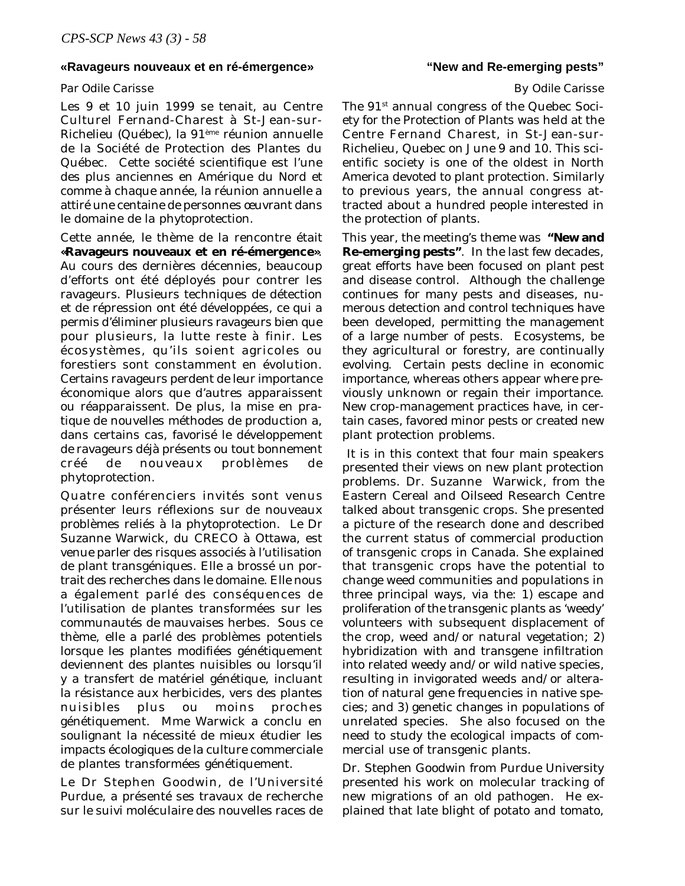## «Ravageurs nouveaux et en ré-émergence»

Par Odile Carisse

Les 9 et 10 juin 1999 se tenait, au Centre Culturel Fernand-Charest à St-Jean-sur-Richelieu (Québec), la 91ème réunion annuelle de la Société de Protection des Plantes du Québec. Cette société scientifique est l'une des plus anciennes en Amérique du Nord et comme à chaque année, la réunion annuelle a attiré une centaine de personnes œuvrant dans le domaine de la phytoprotection.

Cette année, le thème de la rencontre était **«Ravageurs nouveaux et en ré-émergence»**. Au cours des dernières décennies, beaucoup d'efforts ont été déployés pour contrer les ravageurs. Plusieurs techniques de détection et de répression ont été développées, ce qui a permis d'éliminer plusieurs ravageurs bien que pour plusieurs, la lutte reste à finir. Les écosystèmes, qu'ils soient agricoles ou forestiers sont constamment en évolution. Certains ravageurs perdent de leur importance économique alors que d'autres apparaissent ou réapparaissent. De plus, la mise en pratique de nouvelles méthodes de production a, dans certains cas, favorisé le développement de ravageurs déjà présents ou tout bonnement créé de nouveaux problèmes de phytoprotection.

Quatre conférenciers invités sont venus présenter leurs réflexions sur de nouveaux problèmes reliés à la phytoprotection. Le Dr Suzanne Warwick, du CRECO à Ottawa, est venue parler des risques associés à l'utilisation de plant transgéniques. Elle a brossé un portrait des recherches dans le domaine. Elle nous a également parlé des conséquences de l'utilisation de plantes transformées sur les communautés de mauvaises herbes. Sous ce thème, elle a parlé des problèmes potentiels lorsque les plantes modifiées génétiquement deviennent des plantes nuisibles ou lorsqu'il y a transfert de matériel génétique, incluant la résistance aux herbicides, vers des plantes nuisibles plus ou moins proches génétiquement. Mme Warwick a conclu en soulignant la nécessité de mieux étudier les impacts écologiques de la culture commerciale de plantes transformées génétiquement.

Le Dr Stephen Goodwin, de l'Université Purdue, a présenté ses travaux de recherche sur le suivi moléculaire des nouvelles races de

## "New and Re-emerging pests"

By Odile Carisse

The 91st annual congress of the Quebec Society for the Protection of Plants was held at the Centre Fernand Charest, in St-Jean-sur-Richelieu, Quebec on June 9 and 10. This scientific society is one of the oldest in North America devoted to plant protection. Similarly to previous years, the annual congress attracted about a hundred people interested in the protection of plants.

This year, the meeting's theme was **"New and Re-emerging pests"**. In the last few decades, great efforts have been focused on plant pest and disease control. Although the challenge continues for many pests and diseases, numerous detection and control techniques have been developed, permitting the management of a large number of pests. Ecosystems, be they agricultural or forestry, are continually evolving. Certain pests decline in economic importance, whereas others appear where previously unknown or regain their importance. New crop-management practices have, in certain cases, favored minor pests or created new plant protection problems.

It is in this context that four main speakers presented their views on new plant protection problems. Dr. Suzanne Warwick, from the Eastern Cereal and Oilseed Research Centre talked about transgenic crops. She presented a picture of the research done and described the current status of commercial production of transgenic crops in Canada. She explained that transgenic crops have the potential to change weed communities and populations in three principal ways, via the: 1) escape and proliferation of the transgenic plants as 'weedy' volunteers with subsequent displacement of the crop, weed and/or natural vegetation; 2) hybridization with and transgene infiltration into related weedy and/or wild native species, resulting in invigorated weeds and/or alteration of natural gene frequencies in native species; and 3) genetic changes in populations of unrelated species. She also focused on the need to study the ecological impacts of commercial use of transgenic plants.

Dr. Stephen Goodwin from Purdue University presented his work on molecular tracking of new migrations of an old pathogen. He explained that late blight of potato and tomato,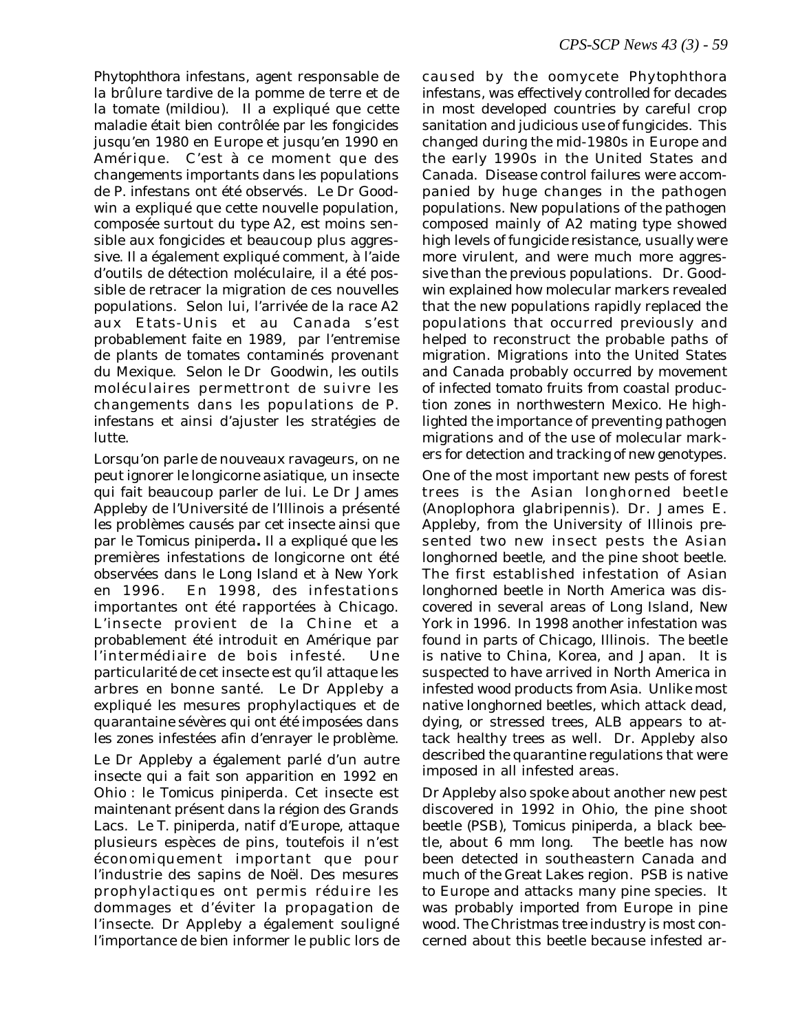Phytophthora infestans, agent responsable de la brûlure tardive de la pomme de terre et de la tomate (mildiou). Il a expliqué que cette maladie était bien contrôlée par les fongicides jusqu'en 1980 en Europe et jusqu'en 1990 en Amérique. C'est à ce moment que des changements importants dans les populations de P. infestans ont été observés. Le Dr Goodwin a expliqué que cette nouvelle population, composée surtout du type A2, est moins sensible aux fongicides et beaucoup plus aggressive. Il a également expliqué comment, à l'aide d'outils de détection moléculaire, il a été possible de retracer la migration de ces nouvelles populations. Selon lui, l'arrivée de la race A2 aux Etats-Unis et au Canada s'est probablement faite en 1989, par l'entremise de plants de tomates contaminés provenant du Mexique. Selon le Dr Goodwin, les outils moléculaires permettront de suivre les changements dans les populations de P. infestans et ainsi d'ajuster les stratégies de lutte.

Lorsqu'on parle de nouveaux ravageurs, on ne peut ignorer le longicorne asiatique, un insecte qui fait beaucoup parler de lui. Le Dr James Appleby de l'Université de l'Illinois a présenté les problèmes causés par cet insecte ainsi que par le Tomicus piniperda**.** Il a expliqué que les premières infestations de longicorne ont été observées dans le Long Island et à New York en 1996. En 1998, des infestations importantes ont été rapportées à Chicago. L'insecte provient de la Chine et a probablement été introduit en Amérique par l'intermédiaire de bois infesté. Une particularité de cet insecte est qu'il attaque les arbres en bonne santé. Le Dr Appleby a expliqué les mesures prophylactiques et de quarantaine sévères qui ont été imposées dans les zones infestées afin d'enrayer le problème.

Le Dr Appleby a également parlé d'un autre insecte qui a fait son apparition en 1992 en Ohio : le Tomicus piniperda. Cet insecte est maintenant présent dans la région des Grands Lacs. Le T. piniperda, natif d'Europe, attaque plusieurs espèces de pins, toutefois il n'est économiquement important que pour l'industrie des sapins de Noël. Des mesures prophylactiques ont permis réduire les dommages et d'éviter la propagation de l'insecte. Dr Appleby a également souligné l'importance de bien informer le public lors de

caused by the oomycete Phytophthora infestans, was effectively controlled for decades in most developed countries by careful crop sanitation and judicious use of fungicides. This changed during the mid-1980s in Europe and the early 1990s in the United States and Canada. Disease control failures were accompanied by huge changes in the pathogen populations. New populations of the pathogen composed mainly of A2 mating type showed high levels of fungicide resistance, usually were more virulent, and were much more aggressive than the previous populations. Dr. Goodwin explained how molecular markers revealed that the new populations rapidly replaced the populations that occurred previously and helped to reconstruct the probable paths of migration. Migrations into the United States and Canada probably occurred by movement of infected tomato fruits from coastal production zones in northwestern Mexico. He highlighted the importance of preventing pathogen migrations and of the use of molecular markers for detection and tracking of new genotypes.

One of the most important new pests of forest trees is the Asian longhorned beetle (Anoplophora glabripennis). Dr. James E. Appleby, from the University of Illinois presented two new insect pests the Asian longhorned beetle, and the pine shoot beetle. The first established infestation of Asian longhorned beetle in North America was discovered in several areas of Long Island, New York in 1996. In 1998 another infestation was found in parts of Chicago, Illinois. The beetle is native to China, Korea, and Japan. It is suspected to have arrived in North America in infested wood products from Asia. Unlike most native longhorned beetles, which attack dead, dying, or stressed trees, ALB appears to attack healthy trees as well. Dr. Appleby also described the quarantine regulations that were imposed in all infested areas.

Dr Appleby also spoke about another new pest discovered in 1992 in Ohio, the pine shoot beetle (PSB), Tomicus piniperda, a black beetle, about 6 mm long. The beetle has now been detected in southeastern Canada and much of the Great Lakes region. PSB is native to Europe and attacks many pine species. It was probably imported from Europe in pine wood. The Christmas tree industry is most concerned about this beetle because infested ar-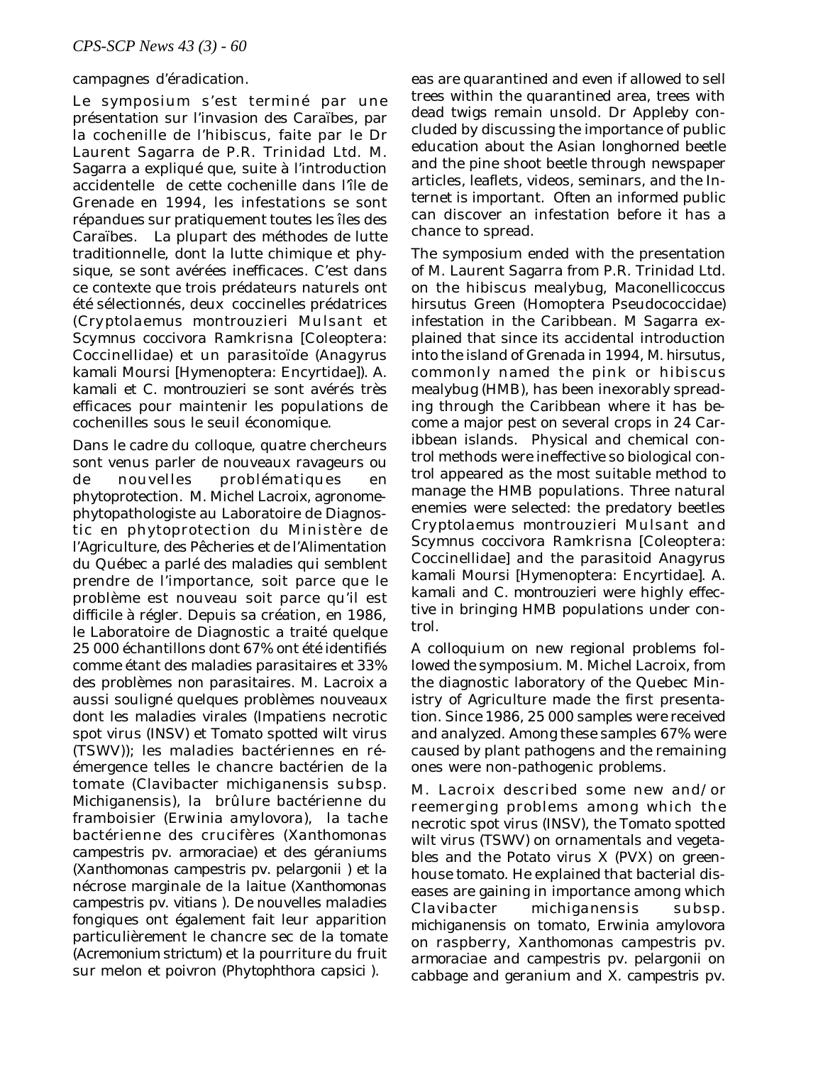campagnes d'éradication.

Le symposium s'est terminé par une présentation sur l'invasion des Caraïbes, par la cochenille de l'hibiscus, faite par le Dr Laurent Sagarra de P.R. Trinidad Ltd. M. Sagarra a expliqué que, suite à l'introduction accidentelle de cette cochenille dans l'île de Grenade en 1994, les infestations se sont répandues sur pratiquement toutes les îles des Caraïbes. La plupart des méthodes de lutte traditionnelle, dont la lutte chimique et physique, se sont avérées inefficaces. C'est dans ce contexte que trois prédateurs naturels ont été sélectionnés, deux coccinelles prédatrices (Cryptolaemus montrouzieri Mulsant et Scymnus coccivora Ramkrisna [Coleoptera: Coccinellidae) et un parasitoïde (Anagyrus kamali Moursi [Hymenoptera: Encyrtidae]). A. kamali et C. montrouzieri se sont avérés très efficaces pour maintenir les populations de cochenilles sous le seuil économique.

Dans le cadre du colloque, quatre chercheurs sont venus parler de nouveaux ravageurs ou de nouvelles problématiques en phytoprotection. M. Michel Lacroix, agronome-phytopathologiste au Laboratoire de Diagnostic en phytoprotection du Ministère de l'Agriculture, des Pêcheries et de l'Alimentation du Québec a parlé des maladies qui semblent prendre de l'importance, soit parce que le problème est nouveau soit parce qu'il est difficile à régler. Depuis sa création, en 1986, le Laboratoire de Diagnostic a traité quelque 25 000 échantillons dont 67% ont été identifiés comme étant des maladies parasitaires et 33% des problèmes non parasitaires. M. Lacroix a aussi souligné quelques problèmes nouveaux dont les maladies virales (Impatiens necrotic spot virus (INSV) et Tomato spotted wilt virus (TSWV)); les maladies bactériennes en réémergence telles le chancre bactérien de la tomate (Clavibacter michiganensis subsp. Michiganensis), la brûlure bactérienne du framboisier (Erwinia amylovora), la tache bactérienne des crucifères (Xanthomonas campestris pv. armoraciae) et des géraniums (Xanthomonas campestris pv. pelargonii ) et la nécrose marginale de la laitue (Xanthomonas campestris pv. vitians ). De nouvelles maladies fongiques ont également fait leur apparition particulièrement le chancre sec de la tomate (Acremonium strictum) et la pourriture du fruit sur melon et poivron (Phytophthora capsici ).

eas are quarantined and even if allowed to sell trees within the quarantined area, trees with dead twigs remain unsold. Dr Appleby concluded by discussing the importance of public education about the Asian longhorned beetle and the pine shoot beetle through newspaper articles, leaflets, videos, seminars, and the Internet is important. Often an informed public can discover an infestation before it has a chance to spread.

The symposium ended with the presentation of M. Laurent Sagarra from P.R. Trinidad Ltd. on the hibiscus mealybug, Maconellicoccus hirsutus Green (Homoptera Pseudococcidae) infestation in the Caribbean. M Sagarra explained that since its accidental introduction into the island of Grenada in 1994, M. hirsutus, commonly named the pink or hibiscus mealybug (HMB), has been inexorably spreading through the Caribbean where it has become a major pest on several crops in 24 Caribbean islands. Physical and chemical control methods were ineffective so biological control appeared as the most suitable method to manage the HMB populations. Three natural enemies were selected: the predatory beetles Cryptolaemus montrouzieri Mulsant and Scymnus coccivora Ramkrisna [Coleoptera: Coccinellidae] and the parasitoid Anagyrus kamali Moursi [Hymenoptera: Encyrtidae]. A. kamali and C. montrouzieri were highly effective in bringing HMB populations under control.

A colloquium on new regional problems followed the symposium. M. Michel Lacroix, from the diagnostic laboratory of the Quebec Ministry of Agriculture made the first presentation. Since 1986, 25 000 samples were received and analyzed. Among these samples 67% were caused by plant pathogens and the remaining ones were non-pathogenic problems.

M. Lacroix described some new and/or reemerging problems among which the necrotic spot virus (INSV), the Tomato spotted wilt virus (TSWV) on ornamentals and vegetables and the Potato virus X (PVX) on greenhouse tomato. He explained that bacterial diseases are gaining in importance among which Clavibacter michiganensis subsp. michiganensis on tomato, Erwinia amylovora on raspberry, Xanthomonas campestris pv. armoraciae and campestris pv. pelargonii on cabbage and geranium and X. campestris pv.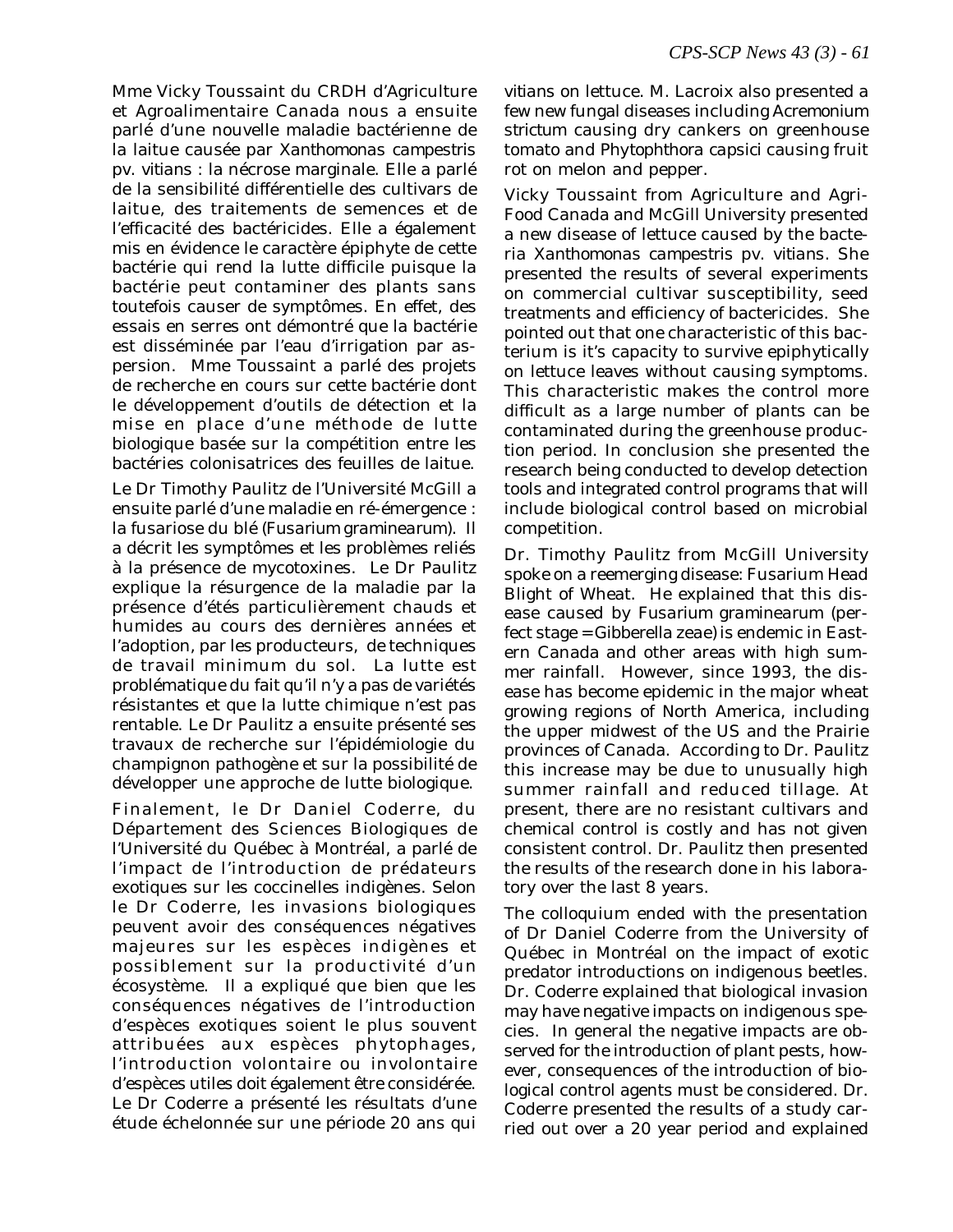Mme Vicky Toussaint du CRDH d'Agriculture et Agroalimentaire Canada nous a ensuite parlé d'une nouvelle maladie bactérienne de la laitue causée par *Xanthomonas campestris* pv. *vitians* : la nécrose marginale. Elle a parlé de la sensibilité différentielle des cultivars de laitue, des traitements de semences et de l'efficacité des bactéricides. Elle a également mis en évidence le caractère épiphyte de cette bactérie qui rend la lutte difficile puisque la bactérie peut contaminer des plants sans toutefois causer de symptômes. En effet, des essais en serres ont démontré que la bactérie est disséminée par l'eau d'irrigation par aspersion. Mme Toussaint a parlé des projets de recherche en cours sur cette bactérie dont le développement d'outils de détection et la mise en place d'une méthode de lutte biologique basée sur la compétition entre les bactéries colonisatrices des feuilles de laitue.

Le Dr Timothy Paulitz de l'Université McGill a ensuite parlé d'une maladie en ré-émergence : la fusariose du blé (*Fusarium graminearum*). Il a décrit les symptômes et les problèmes reliés à la présence de mycotoxines. Le Dr Paulitz explique la résurgence de la maladie par la présence d'étés particulièrement chauds et humides au cours des dernières années et l'adoption, par les producteurs, de techniques de travail minimum du sol. La lutte est problématique du fait qu'il n'y a pas de variétés résistantes et que la lutte chimique n'est pas rentable. Le Dr Paulitz a ensuite présenté ses travaux de recherche sur l'épidémiologie du champignon pathogène et sur la possibilité de développer une approche de lutte biologique.

Finalement, le Dr Daniel Coderre, du Département des Sciences Biologiques de l'Université du Québec à Montréal, a parlé de l'impact de l'introduction de prédateurs exotiques sur les coccinelles indigènes. Selon le Dr Coderre, les invasions biologiques peuvent avoir des conséquences négatives majeures sur les espèces indigènes et possiblement sur la productivité d'un écosystème. Il a expliqué que bien que les conséquences négatives de l'introduction d'espèces exotiques soient le plus souvent attribuées aux espèces phytophages, l'introduction volontaire ou involontaire d'espèces utiles doit également être considérée. Le Dr Coderre a présenté les résultats d'une étude échelonnée sur une période 20 ans qui

*vitians* on lettuce. M. Lacroix also presented a few new fungal diseases including *Acremonium strictum* causing dry cankers on greenhouse tomato and *Phytophthora capsici* causing fruit rot on melon and pepper.

Vicky Toussaint from Agriculture and Agri-Food Canada and McGill University presented a new disease of lettuce caused by the bacteria *Xanthomonas campestris* pv. *vitians*. She presented the results of several experiments on commercial cultivar susceptibility, seed treatments and efficiency of bactericides. She pointed out that one characteristic of this bacterium is it's capacity to survive epiphytically on lettuce leaves without causing symptoms. This characteristic makes the control more difficult as a large number of plants can be contaminated during the greenhouse production period. In conclusion she presented the research being conducted to develop detection tools and integrated control programs that will include biological control based on microbial competition.

Dr. Timothy Paulitz from McGill University spoke on a reemerging disease: Fusarium Head Blight of Wheat. He explained that this disease caused by *Fusarium graminearum* (perfect stage = *Gibberella zeae*) is endemic in Eastern Canada and other areas with high summer rainfall. However, since 1993, the disease has become epidemic in the major wheat growing regions of North America, including the upper midwest of the US and the Prairie provinces of Canada. According to Dr. Paulitz this increase may be due to unusually high summer rainfall and reduced tillage. At present, there are no resistant cultivars and chemical control is costly and has not given consistent control. Dr. Paulitz then presented the results of the research done in his laboratory over the last 8 years.

The colloquium ended with the presentation of Dr Daniel Coderre from the University of Québec in Montréal on the impact of exotic predator introductions on indigenous beetles. Dr. Coderre explained that biological invasion may have negative impacts on indigenous species. In general the negative impacts are observed for the introduction of plant pests, however, consequences of the introduction of biological control agents must be considered. Dr. Coderre presented the results of a study carried out over a 20 year period and explained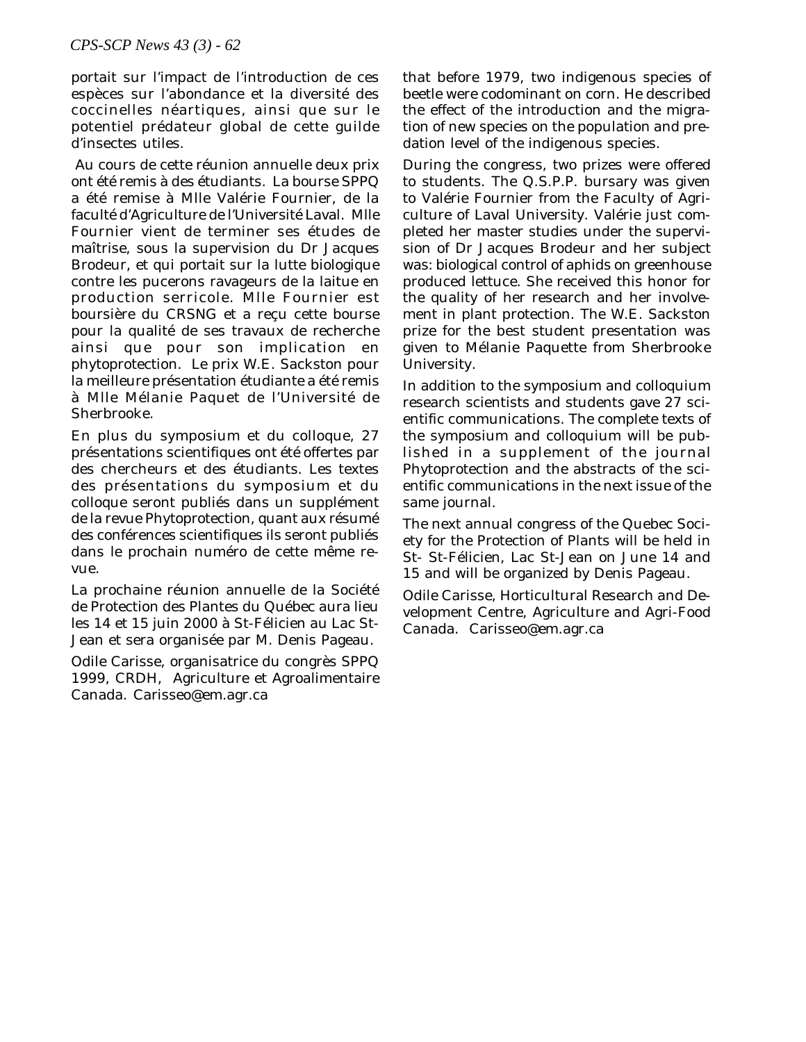portait sur l'impact de l'introduction de ces espèces sur l'abondance et la diversité des coccinelles néartiques, ainsi que sur le potentiel prédateur global de cette guilde d'insectes utiles.

Au cours de cette réunion annuelle deux prix ont été remis à des étudiants. La bourse SPPQ a été remise à Mlle Valérie Fournier, de la faculté d'Agriculture de l'Université Laval. Mlle Fournier vient de terminer ses études de maîtrise, sous la supervision du Dr Jacques Brodeur, et qui portait sur la lutte biologique contre les pucerons ravageurs de la laitue en production serricole. Mlle Fournier est boursière du CRSNG et a reçu cette bourse pour la qualité de ses travaux de recherche ainsi que pour son implication en phytoprotection. Le prix W.E. Sackston pour la meilleure présentation étudiante a été remis à Mlle Mélanie Paquet de l'Université de Sherbrooke.

En plus du symposium et du colloque, 27 présentations scientifiques ont été offertes par des chercheurs et des étudiants. Les textes des présentations du symposium et du colloque seront publiés dans un supplément de la revue Phytoprotection, quant aux résumé des conférences scientifiques ils seront publiés dans le prochain numéro de cette même revue.

La prochaine réunion annuelle de la Société de Protection des Plantes du Québec aura lieu les 14 et 15 juin 2000 à St-Félicien au Lac St-Jean et sera organisée par M. Denis Pageau.

Odile Carisse, organisatrice du congrès SPPQ 1999, CRDH, Agriculture et Agroalimentaire Canada. Carisseo@em.agr.ca

that before 1979, two indigenous species of beetle were codominant on corn. He described the effect of the introduction and the migration of new species on the population and predation level of the indigenous species.

During the congress, two prizes were offered to students. The Q.S.P.P. bursary was given to Valérie Fournier from the Faculty of Agriculture of Laval University. Valérie just completed her master studies under the supervision of Dr Jacques Brodeur and her subject was: biological control of aphids on greenhouse produced lettuce. She received this honor for the quality of her research and her involvement in plant protection. The W.E. Sackston prize for the best student presentation was given to Mélanie Paquette from Sherbrooke University.

In addition to the symposium and colloquium research scientists and students gave 27 scientific communications. The complete texts of the symposium and colloquium will be published in a supplement of the journal Phytoprotection and the abstracts of the scientific communications in the next issue of the same journal.

The next annual congress of the Quebec Society for the Protection of Plants will be held in St- St-Félicien, Lac St-Jean on June 14 and 15 and will be organized by Denis Pageau.

Odile Carisse, Horticultural Research and Development Centre, Agriculture and Agri-Food Canada. Carisseo@em.agr.ca